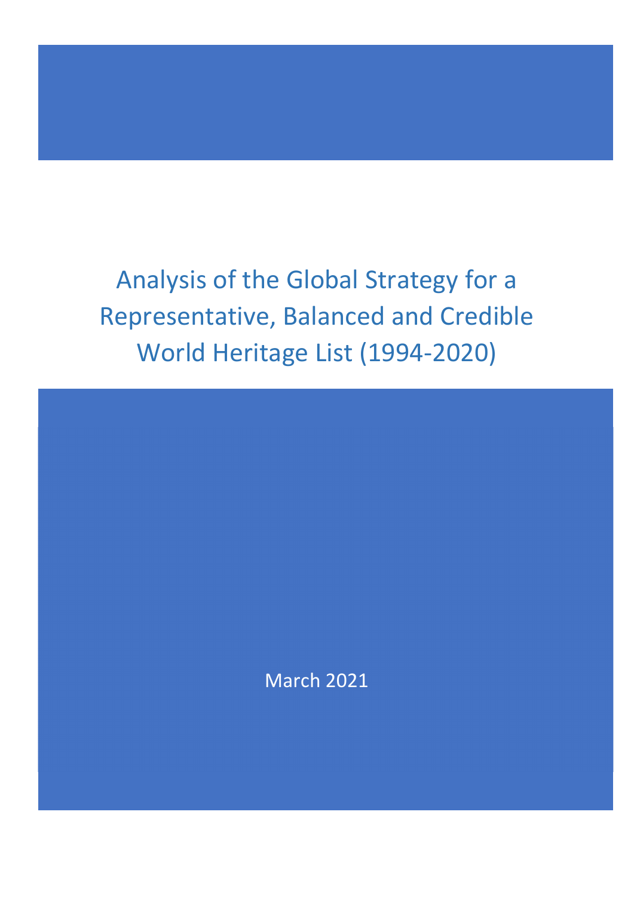# Analysis of the Global Strategy for a Representative, Balanced and Credible World Heritage List (1994-2020)

March 2021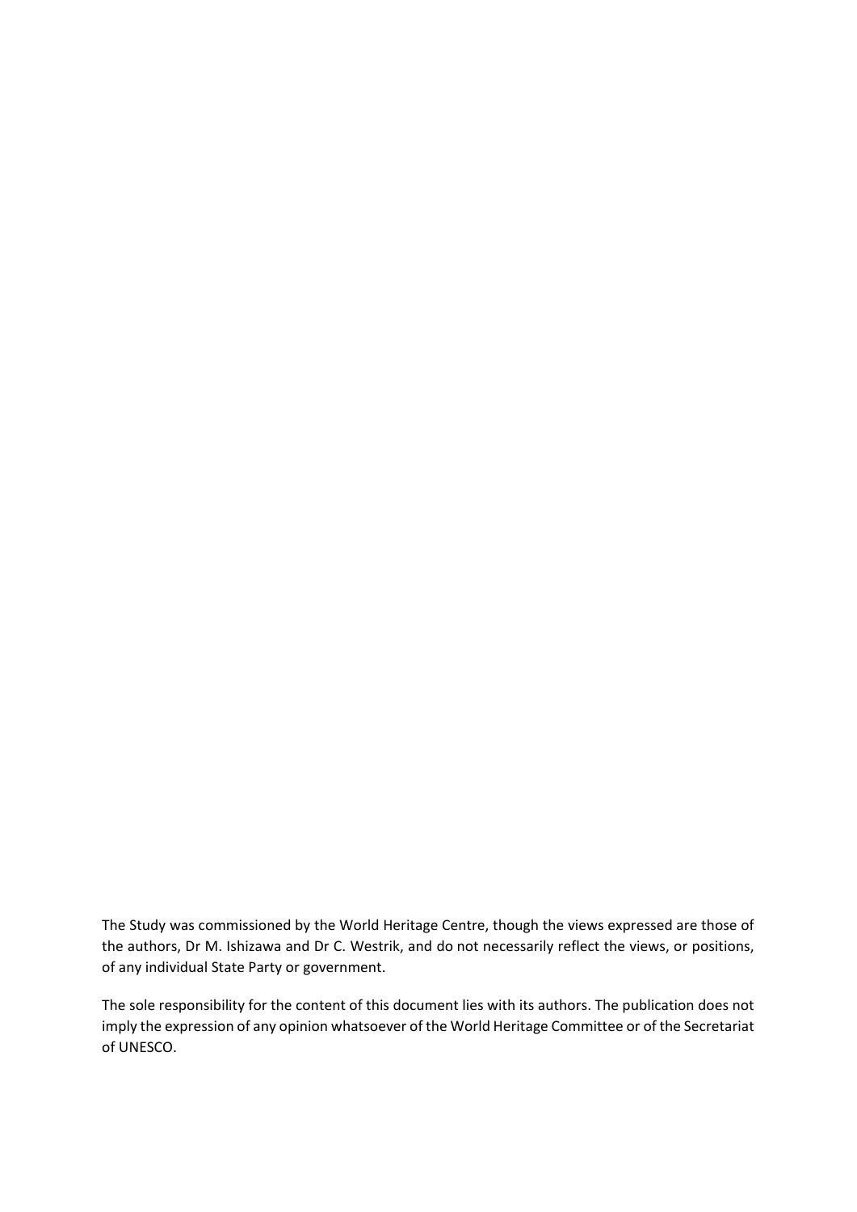The Study was commissioned by the World Heritage Centre, though the views expressed are those of the authors, Dr M. Ishizawa and Dr C. Westrik, and do not necessarily reflect the views, or positions, of any individual State Party or government.

The sole responsibility for the content of this document lies with its authors. The publication does not imply the expression of any opinion whatsoever of the World Heritage Committee or of the Secretariat of UNESCO.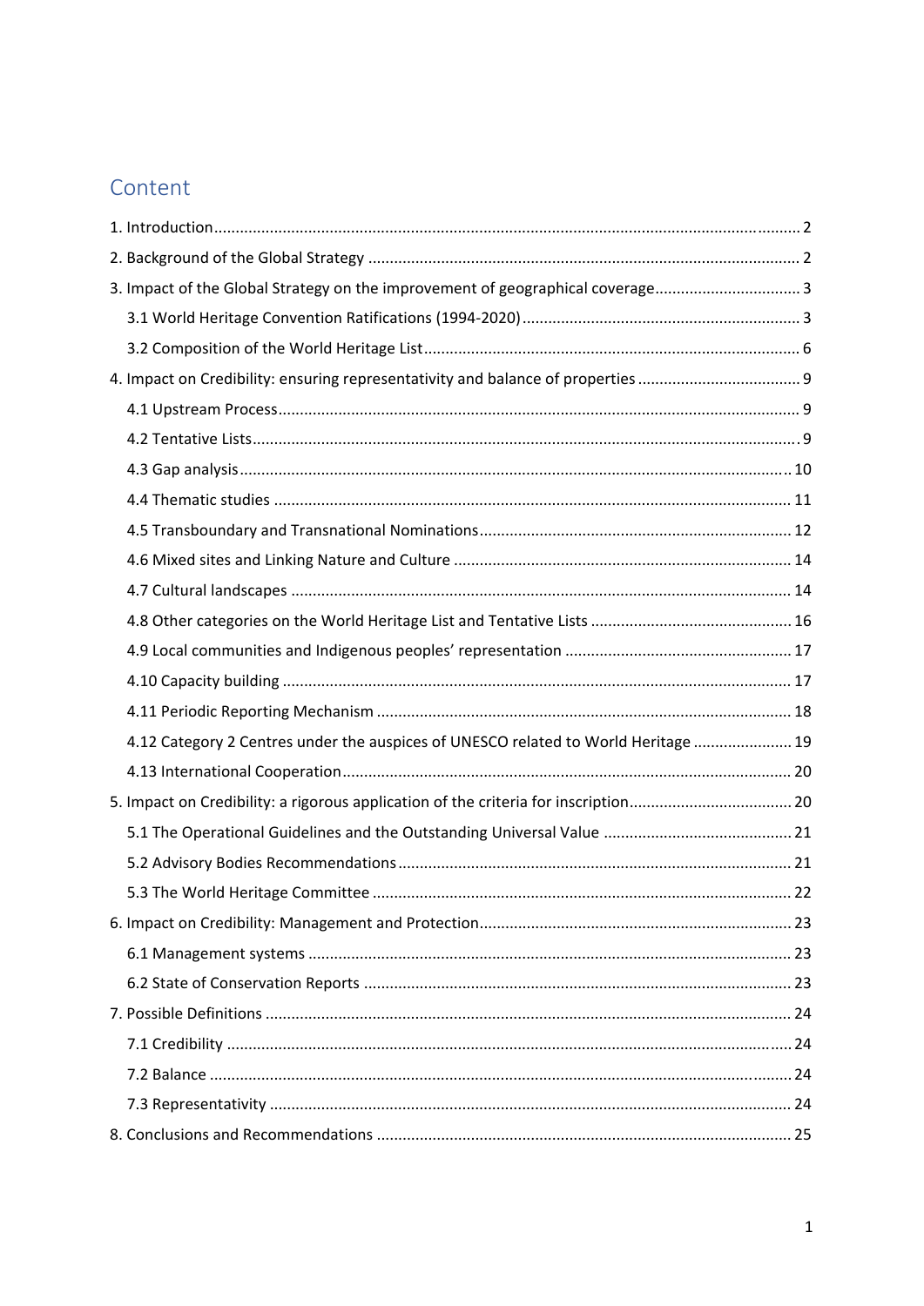## Content

- 1. Introduction ..... 2
- 2. Background of the Global Strategy ..... 2
- 3. Impact of the Global Strategy on the improvement of geographical coverage ..... 3
  - 3.1 World Heritage Convention Ratifications (1994-2020) ..... 3
  - 3.2 Composition of the World Heritage List ..... 6
- 4. Impact on Credibility: ensuring representativity and balance of properties ..... 9
  - 4.1 Upstream Process ..... 9
  - 4.2 Tentative Lists ..... 9
  - 4.3 Gap analysis ..... 10
  - 4.4 Thematic studies ..... 11
  - 4.5 Transboundary and Transnational Nominations ..... 12
  - 4.6 Mixed sites and Linking Nature and Culture ..... 14
  - 4.7 Cultural landscapes ..... 14
  - 4.8 Other categories on the World Heritage List and Tentative Lists ..... 16
  - 4.9 Local communities and Indigenous peoples' representation ..... 17
  - 4.10 Capacity building ..... 17
  - 4.11 Periodic Reporting Mechanism ..... 18
  - 4.12 Category 2 Centres under the auspices of UNESCO related to World Heritage ..... 19
  - 4.13 International Cooperation ..... 20
- 5. Impact on Credibility: a rigorous application of the criteria for inscription ..... 20
  - 5.1 The Operational Guidelines and the Outstanding Universal Value ..... 21
  - 5.2 Advisory Bodies Recommendations ..... 21
  - 5.3 The World Heritage Committee ..... 22
- 6. Impact on Credibility: Management and Protection ..... 23
  - 6.1 Management systems ..... 23
  - 6.2 State of Conservation Reports ..... 23
- 7. Possible Definitions ..... 24
  - 7.1 Credibility ..... 24
  - 7.2 Balance ..... 24
  - 7.3 Representativity ..... 24
- 8. Conclusions and Recommendations ..... 25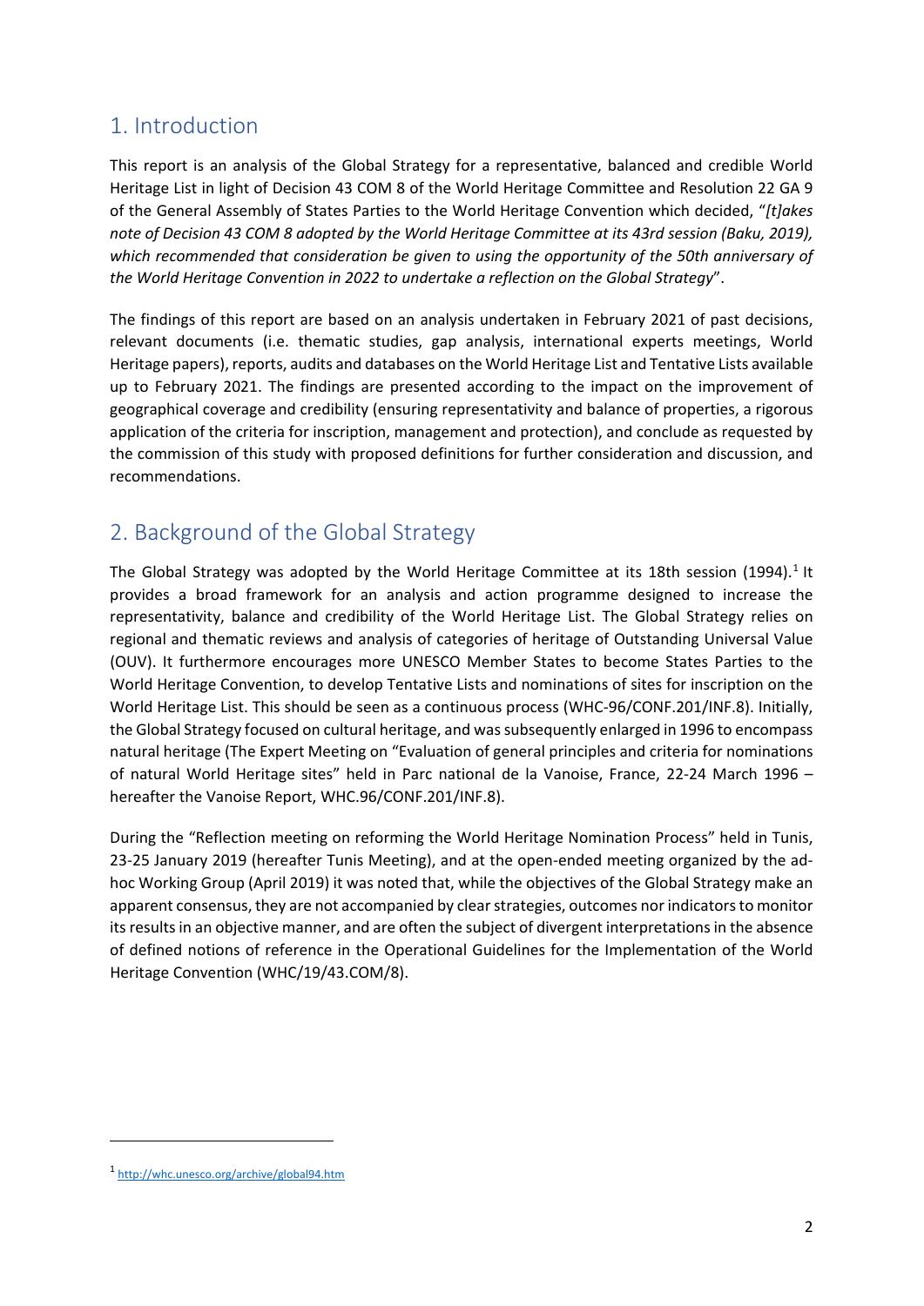## 1. Introduction

This report is an analysis of the Global Strategy for a representative, balanced and credible World Heritage List in light of Decision 43 COM 8 of the World Heritage Committee and Resolution 22 GA 9 of the General Assembly of States Parties to the World Heritage Convention which decided, "*[t]akes note of Decision 43 COM 8 adopted by the World Heritage Committee at its 43rd session (Baku, 2019), which recommended that consideration be given to using the opportunity of the 50th anniversary of the World Heritage Convention in 2022 to undertake a reflection on the Global Strategy*".

The findings of this report are based on an analysis undertaken in February 2021 of past decisions, relevant documents (i.e. thematic studies, gap analysis, international experts meetings, World Heritage papers), reports, audits and databases on the World Heritage List and Tentative Lists available up to February 2021. The findings are presented according to the impact on the improvement of geographical coverage and credibility (ensuring representativity and balance of properties, a rigorous application of the criteria for inscription, management and protection), and conclude as requested by the commission of this study with proposed definitions for further consideration and discussion, and recommendations.

## 2. Background of the Global Strategy

The Global Strategy was adopted by the World Heritage Committee at its 18th session (1994).[1] It provides a broad framework for an analysis and action programme designed to increase the representativity, balance and credibility of the World Heritage List. The Global Strategy relies on regional and thematic reviews and analysis of categories of heritage of Outstanding Universal Value (OUV). It furthermore encourages more UNESCO Member States to become States Parties to the World Heritage Convention, to develop Tentative Lists and nominations of sites for inscription on the World Heritage List. This should be seen as a continuous process (WHC-96/CONF.201/INF.8). Initially, the Global Strategy focused on cultural heritage, and was subsequently enlarged in 1996 to encompass natural heritage (The Expert Meeting on "Evaluation of general principles and criteria for nominations of natural World Heritage sites" held in Parc national de la Vanoise, France, 22-24 March 1996 – hereafter the Vanoise Report, WHC.96/CONF.201/INF.8).

During the "Reflection meeting on reforming the World Heritage Nomination Process" held in Tunis, 23-25 January 2019 (hereafter Tunis Meeting), and at the open-ended meeting organized by the ad-hoc Working Group (April 2019) it was noted that, while the objectives of the Global Strategy make an apparent consensus, they are not accompanied by clear strategies, outcomes nor indicators to monitor its results in an objective manner, and are often the subject of divergent interpretations in the absence of defined notions of reference in the Operational Guidelines for the Implementation of the World Heritage Convention (WHC/19/43.COM/8).

[1] http://whc.unesco.org/archive/global94.htm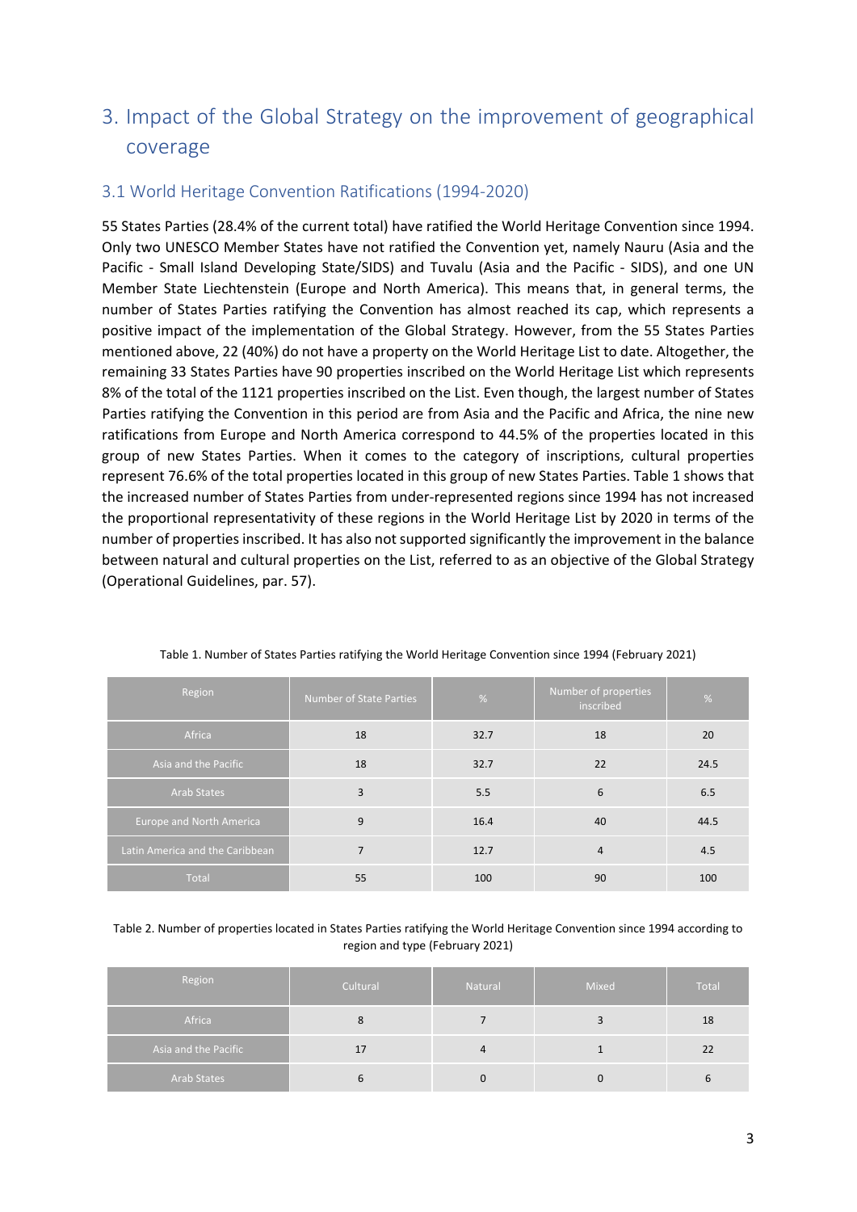# 3. Impact of the Global Strategy on the improvement of geographical coverage

## 3.1 World Heritage Convention Ratifications (1994-2020)

55 States Parties (28.4% of the current total) have ratified the World Heritage Convention since 1994. Only two UNESCO Member States have not ratified the Convention yet, namely Nauru (Asia and the Pacific - Small Island Developing State/SIDS) and Tuvalu (Asia and the Pacific - SIDS), and one UN Member State Liechtenstein (Europe and North America). This means that, in general terms, the number of States Parties ratifying the Convention has almost reached its cap, which represents a positive impact of the implementation of the Global Strategy. However, from the 55 States Parties mentioned above, 22 (40%) do not have a property on the World Heritage List to date. Altogether, the remaining 33 States Parties have 90 properties inscribed on the World Heritage List which represents 8% of the total of the 1121 properties inscribed on the List. Even though, the largest number of States Parties ratifying the Convention in this period are from Asia and the Pacific and Africa, the nine new ratifications from Europe and North America correspond to 44.5% of the properties located in this group of new States Parties. When it comes to the category of inscriptions, cultural properties represent 76.6% of the total properties located in this group of new States Parties. Table 1 shows that the increased number of States Parties from under-represented regions since 1994 has not increased the proportional representativity of these regions in the World Heritage List by 2020 in terms of the number of properties inscribed. It has also not supported significantly the improvement in the balance between natural and cultural properties on the List, referred to as an objective of the Global Strategy (Operational Guidelines, par. 57).

Table 1. Number of States Parties ratifying the World Heritage Convention since 1994 (February 2021)

| Region | Number of State Parties | % | Number of properties inscribed | % |
|---|---|---|---|---|
| Africa | 18 | 32.7 | 18 | 20 |
| Asia and the Pacific | 18 | 32.7 | 22 | 24.5 |
| Arab States | 3 | 5.5 | 6 | 6.5 |
| Europe and North America | 9 | 16.4 | 40 | 44.5 |
| Latin America and the Caribbean | 7 | 12.7 | 4 | 4.5 |
| Total | 55 | 100 | 90 | 100 |

Table 2. Number of properties located in States Parties ratifying the World Heritage Convention since 1994 according to region and type (February 2021)

| Region | Cultural | Natural | Mixed | Total |
|---|---|---|---|---|
| Africa | 8 | 7 | 3 | 18 |
| Asia and the Pacific | 17 | 4 | 1 | 22 |
| Arab States | 6 | 0 | 0 | 6 |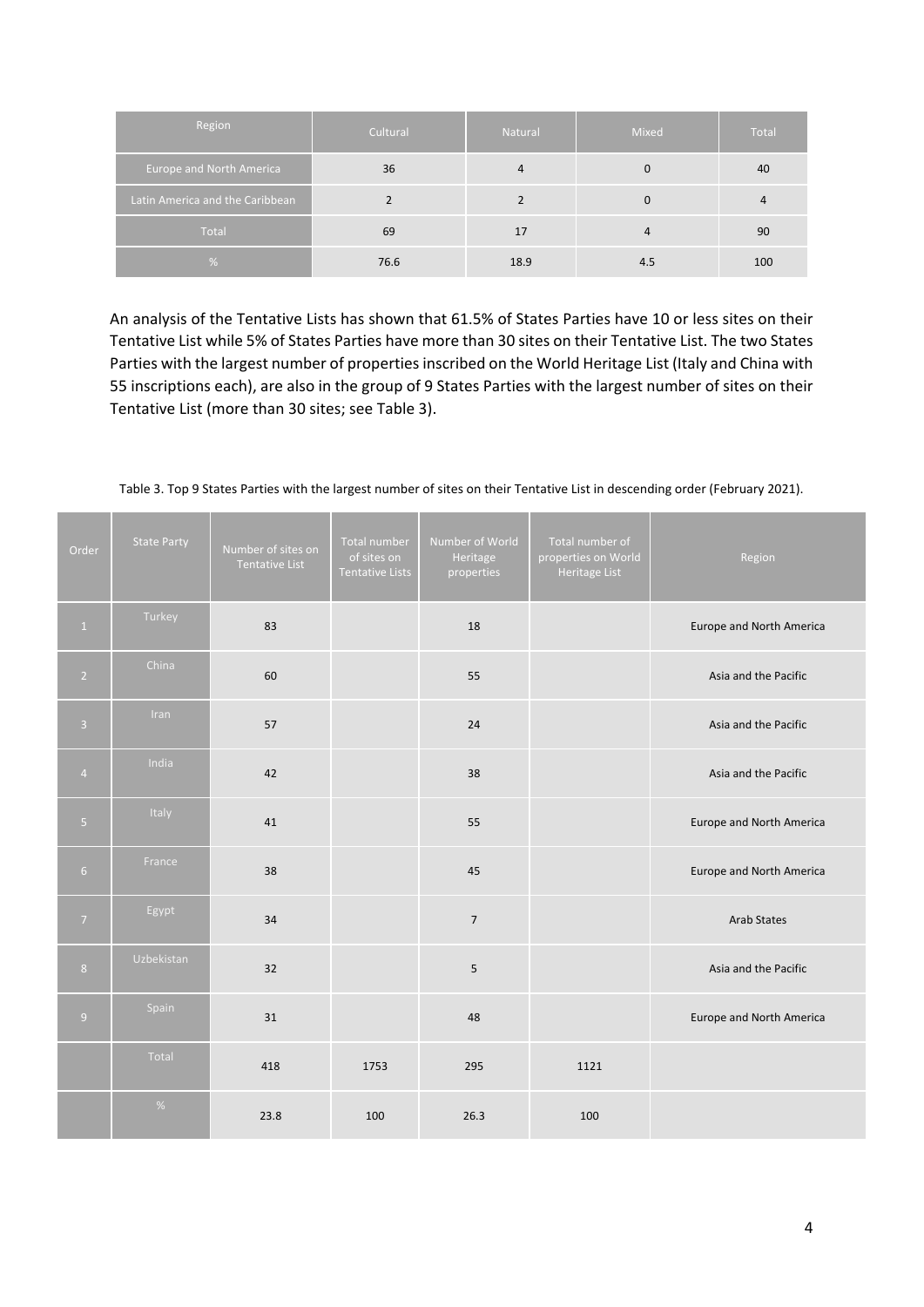| Region | Cultural | Natural | Mixed | Total |
|---|---|---|---|---|
| Europe and North America | 36 | 4 | 0 | 40 |
| Latin America and the Caribbean | 2 | 2 | 0 | 4 |
| Total | 69 | 17 | 4 | 90 |
| % | 76.6 | 18.9 | 4.5 | 100 |

An analysis of the Tentative Lists has shown that 61.5% of States Parties have 10 or less sites on their Tentative List while 5% of States Parties have more than 30 sites on their Tentative List. The two States Parties with the largest number of properties inscribed on the World Heritage List (Italy and China with 55 inscriptions each), are also in the group of 9 States Parties with the largest number of sites on their Tentative List (more than 30 sites; see Table 3).

Table 3. Top 9 States Parties with the largest number of sites on their Tentative List in descending order (February 2021).

| Order | State Party | Number of sites on Tentative List | Total number of sites on Tentative Lists | Number of World Heritage properties | Total number of properties on World Heritage List | Region |
|---|---|---|---|---|---|---|
| 1 | Turkey | 83 | | 18 | | Europe and North America |
| 2 | China | 60 | | 55 | | Asia and the Pacific |
| 3 | Iran | 57 | | 24 | | Asia and the Pacific |
| 4 | India | 42 | | 38 | | Asia and the Pacific |
| 5 | Italy | 41 | | 55 | | Europe and North America |
| 6 | France | 38 | | 45 | | Europe and North America |
| 7 | Egypt | 34 | | 7 | | Arab States |
| 8 | Uzbekistan | 32 | | 5 | | Asia and the Pacific |
| 9 | Spain | 31 | | 48 | | Europe and North America |
| | Total | 418 | 1753 | 295 | 1121 | |
| | % | 23.8 | 100 | 26.3 | 100 | |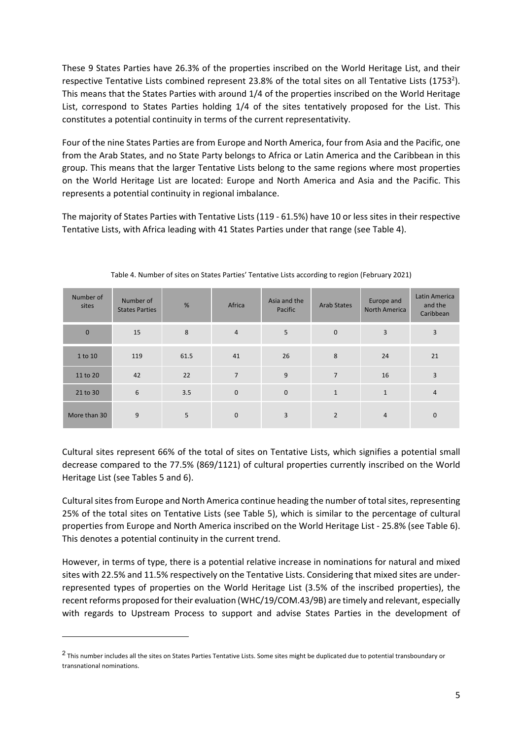These 9 States Parties have 26.3% of the properties inscribed on the World Heritage List, and their respective Tentative Lists combined represent 23.8% of the total sites on all Tentative Lists (1753[2]). This means that the States Parties with around 1/4 of the properties inscribed on the World Heritage List, correspond to States Parties holding 1/4 of the sites tentatively proposed for the List. This constitutes a potential continuity in terms of the current representativity.

Four of the nine States Parties are from Europe and North America, four from Asia and the Pacific, one from the Arab States, and no State Party belongs to Africa or Latin America and the Caribbean in this group. This means that the larger Tentative Lists belong to the same regions where most properties on the World Heritage List are located: Europe and North America and Asia and the Pacific. This represents a potential continuity in regional imbalance.

The majority of States Parties with Tentative Lists (119 - 61.5%) have 10 or less sites in their respective Tentative Lists, with Africa leading with 41 States Parties under that range (see Table 4).

Table 4. Number of sites on States Parties' Tentative Lists according to region (February 2021)

| Number of sites | Number of States Parties | % | Africa | Asia and the Pacific | Arab States | Europe and North America | Latin America and the Caribbean |
|---|---|---|---|---|---|---|---|
| 0 | 15 | 8 | 4 | 5 | 0 | 3 | 3 |
| 1 to 10 | 119 | 61.5 | 41 | 26 | 8 | 24 | 21 |
| 11 to 20 | 42 | 22 | 7 | 9 | 7 | 16 | 3 |
| 21 to 30 | 6 | 3.5 | 0 | 0 | 1 | 1 | 4 |
| More than 30 | 9 | 5 | 0 | 3 | 2 | 4 | 0 |

Cultural sites represent 66% of the total of sites on Tentative Lists, which signifies a potential small decrease compared to the 77.5% (869/1121) of cultural properties currently inscribed on the World Heritage List (see Tables 5 and 6).

Cultural sites from Europe and North America continue heading the number of total sites, representing 25% of the total sites on Tentative Lists (see Table 5), which is similar to the percentage of cultural properties from Europe and North America inscribed on the World Heritage List - 25.8% (see Table 6). This denotes a potential continuity in the current trend.

However, in terms of type, there is a potential relative increase in nominations for natural and mixed sites with 22.5% and 11.5% respectively on the Tentative Lists. Considering that mixed sites are under-represented types of properties on the World Heritage List (3.5% of the inscribed properties), the recent reforms proposed for their evaluation (WHC/19/COM.43/9B) are timely and relevant, especially with regards to Upstream Process to support and advise States Parties in the development of

[2] This number includes all the sites on States Parties Tentative Lists. Some sites might be duplicated due to potential transboundary or transnational nominations.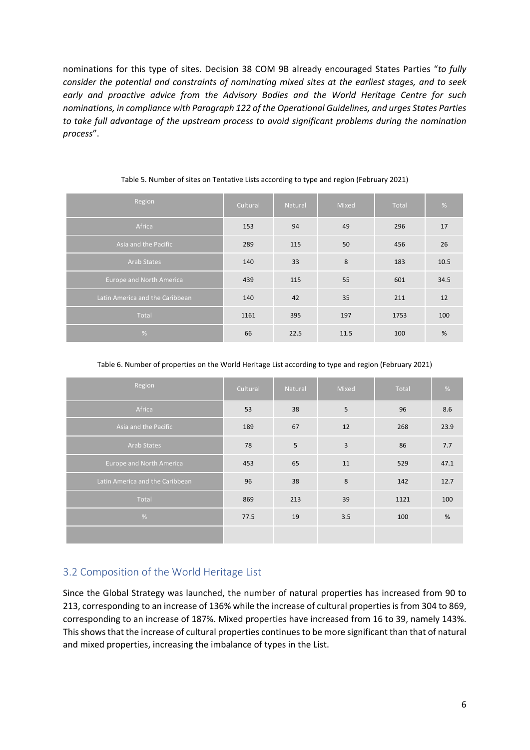nominations for this type of sites. Decision 38 COM 9B already encouraged States Parties "*to fully consider the potential and constraints of nominating mixed sites at the earliest stages, and to seek early and proactive advice from the Advisory Bodies and the World Heritage Centre for such nominations, in compliance with Paragraph 122 of the Operational Guidelines, and urges States Parties to take full advantage of the upstream process to avoid significant problems during the nomination process*".

Table 5. Number of sites on Tentative Lists according to type and region (February 2021)

| Region | Cultural | Natural | Mixed | Total | % |
|---|---|---|---|---|---|
| Africa | 153 | 94 | 49 | 296 | 17 |
| Asia and the Pacific | 289 | 115 | 50 | 456 | 26 |
| Arab States | 140 | 33 | 8 | 183 | 10.5 |
| Europe and North America | 439 | 115 | 55 | 601 | 34.5 |
| Latin America and the Caribbean | 140 | 42 | 35 | 211 | 12 |
| Total | 1161 | 395 | 197 | 1753 | 100 |
| % | 66 | 22.5 | 11.5 | 100 | % |

Table 6. Number of properties on the World Heritage List according to type and region (February 2021)

| Region | Cultural | Natural | Mixed | Total | % |
|---|---|---|---|---|---|
| Africa | 53 | 38 | 5 | 96 | 8.6 |
| Asia and the Pacific | 189 | 67 | 12 | 268 | 23.9 |
| Arab States | 78 | 5 | 3 | 86 | 7.7 |
| Europe and North America | 453 | 65 | 11 | 529 | 47.1 |
| Latin America and the Caribbean | 96 | 38 | 8 | 142 | 12.7 |
| Total | 869 | 213 | 39 | 1121 | 100 |
| % | 77.5 | 19 | 3.5 | 100 | % |
| | | | | | |

## 3.2 Composition of the World Heritage List

Since the Global Strategy was launched, the number of natural properties has increased from 90 to 213, corresponding to an increase of 136% while the increase of cultural properties is from 304 to 869, corresponding to an increase of 187%. Mixed properties have increased from 16 to 39, namely 143%. This shows that the increase of cultural properties continues to be more significant than that of natural and mixed properties, increasing the imbalance of types in the List.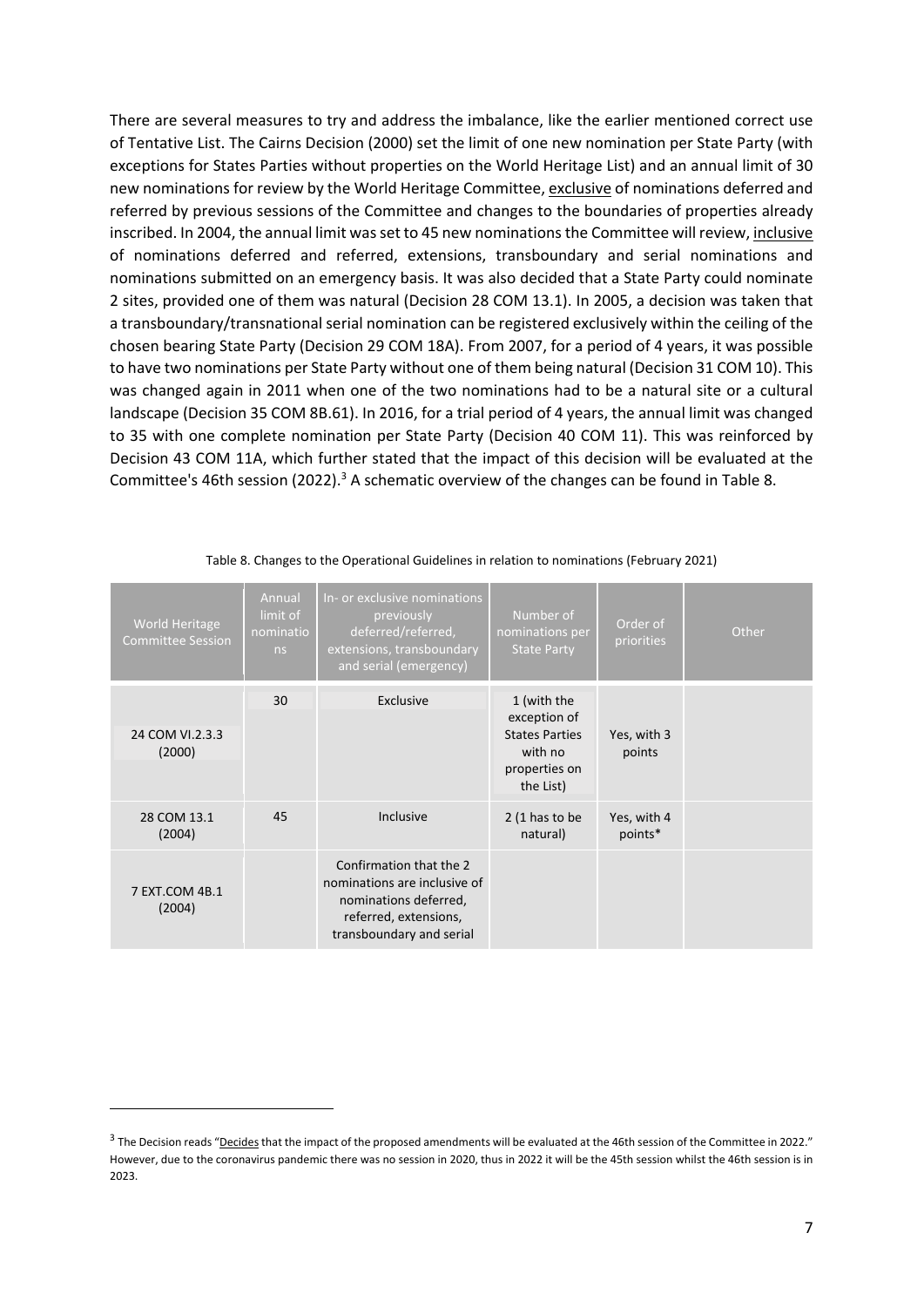There are several measures to try and address the imbalance, like the earlier mentioned correct use of Tentative List. The Cairns Decision (2000) set the limit of one new nomination per State Party (with exceptions for States Parties without properties on the World Heritage List) and an annual limit of 30 new nominations for review by the World Heritage Committee, exclusive of nominations deferred and referred by previous sessions of the Committee and changes to the boundaries of properties already inscribed. In 2004, the annual limit was set to 45 new nominations the Committee will review, inclusive of nominations deferred and referred, extensions, transboundary and serial nominations and nominations submitted on an emergency basis. It was also decided that a State Party could nominate 2 sites, provided one of them was natural (Decision 28 COM 13.1). In 2005, a decision was taken that a transboundary/transnational serial nomination can be registered exclusively within the ceiling of the chosen bearing State Party (Decision 29 COM 18A). From 2007, for a period of 4 years, it was possible to have two nominations per State Party without one of them being natural (Decision 31 COM 10). This was changed again in 2011 when one of the two nominations had to be a natural site or a cultural landscape (Decision 35 COM 8B.61). In 2016, for a trial period of 4 years, the annual limit was changed to 35 with one complete nomination per State Party (Decision 40 COM 11). This was reinforced by Decision 43 COM 11A, which further stated that the impact of this decision will be evaluated at the Committee's 46th session (2022).[3] A schematic overview of the changes can be found in Table 8.

Table 8. Changes to the Operational Guidelines in relation to nominations (February 2021)

| World Heritage Committee Session | Annual limit of nominations | In- or exclusive nominations previously deferred/referred, extensions, transboundary and serial (emergency) | Number of nominations per State Party | Order of priorities | Other |
|---|---|---|---|---|---|
| 24 COM VI.2.3.3 (2000) | 30 | Exclusive | 1 (with the exception of States Parties with no properties on the List) | Yes, with 3 points | |
| 28 COM 13.1 (2004) | 45 | Inclusive | 2 (1 has to be natural) | Yes, with 4 points* | |
| 7 EXT.COM 4B.1 (2004) | | Confirmation that the 2 nominations are inclusive of nominations deferred, referred, extensions, transboundary and serial | | | |

[3] The Decision reads "Decides that the impact of the proposed amendments will be evaluated at the 46th session of the Committee in 2022." However, due to the coronavirus pandemic there was no session in 2020, thus in 2022 it will be the 45th session whilst the 46th session is in 2023.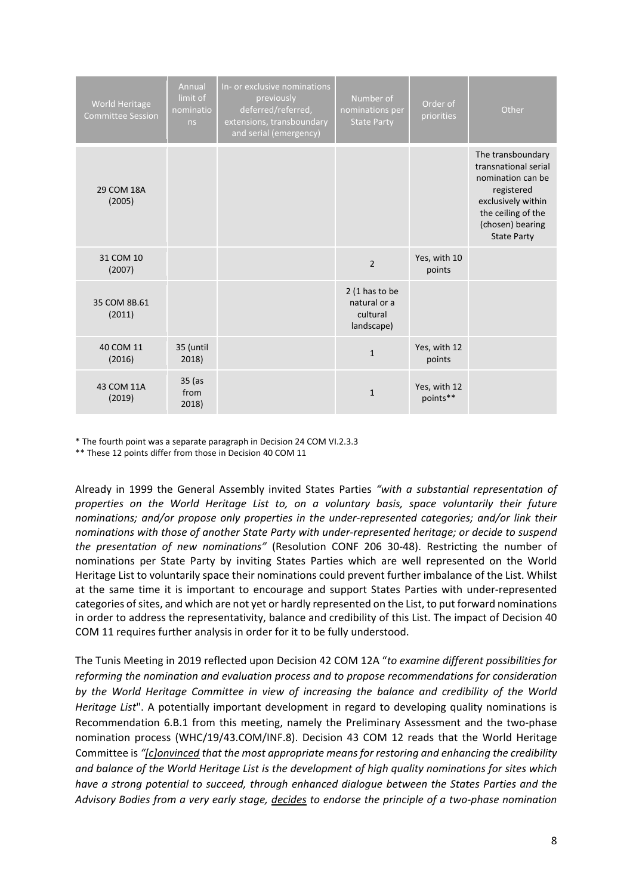| World Heritage Committee Session | Annual limit of nominations | In- or exclusive nominations previously deferred/referred, extensions, transboundary and serial (emergency) | Number of nominations per State Party | Order of priorities | Other |
|---|---|---|---|---|---|
| 29 COM 18A (2005) | | | | | The transboundary transnational serial nomination can be registered exclusively within the ceiling of the (chosen) bearing State Party |
| 31 COM 10 (2007) | | | 2 | Yes, with 10 points | |
| 35 COM 8B.61 (2011) | | | 2 (1 has to be natural or a cultural landscape) | | |
| 40 COM 11 (2016) | 35 (until 2018) | | 1 | Yes, with 12 points | |
| 43 COM 11A (2019) | 35 (as from 2018) | | 1 | Yes, with 12 points** | |

* The fourth point was a separate paragraph in Decision 24 COM VI.2.3.3

** These 12 points differ from those in Decision 40 COM 11

Already in 1999 the General Assembly invited States Parties *"with a substantial representation of properties on the World Heritage List to, on a voluntary basis, space voluntarily their future nominations; and/or propose only properties in the under-represented categories; and/or link their nominations with those of another State Party with under-represented heritage; or decide to suspend the presentation of new nominations"* (Resolution CONF 206 30-48). Restricting the number of nominations per State Party by inviting States Parties which are well represented on the World Heritage List to voluntarily space their nominations could prevent further imbalance of the List. Whilst at the same time it is important to encourage and support States Parties with under-represented categories of sites, and which are not yet or hardly represented on the List, to put forward nominations in order to address the representativity, balance and credibility of this List. The impact of Decision 40 COM 11 requires further analysis in order for it to be fully understood.

The Tunis Meeting in 2019 reflected upon Decision 42 COM 12A "*to examine different possibilities for reforming the nomination and evaluation process and to propose recommendations for consideration by the World Heritage Committee in view of increasing the balance and credibility of the World Heritage List*". A potentially important development in regard to developing quality nominations is Recommendation 6.B.1 from this meeting, namely the Preliminary Assessment and the two-phase nomination process (WHC/19/43.COM/INF.8). Decision 43 COM 12 reads that the World Heritage Committee is *"[c]onvinced that the most appropriate means for restoring and enhancing the credibility and balance of the World Heritage List is the development of high quality nominations for sites which have a strong potential to succeed, through enhanced dialogue between the States Parties and the Advisory Bodies from a very early stage, decides to endorse the principle of a two-phase nomination*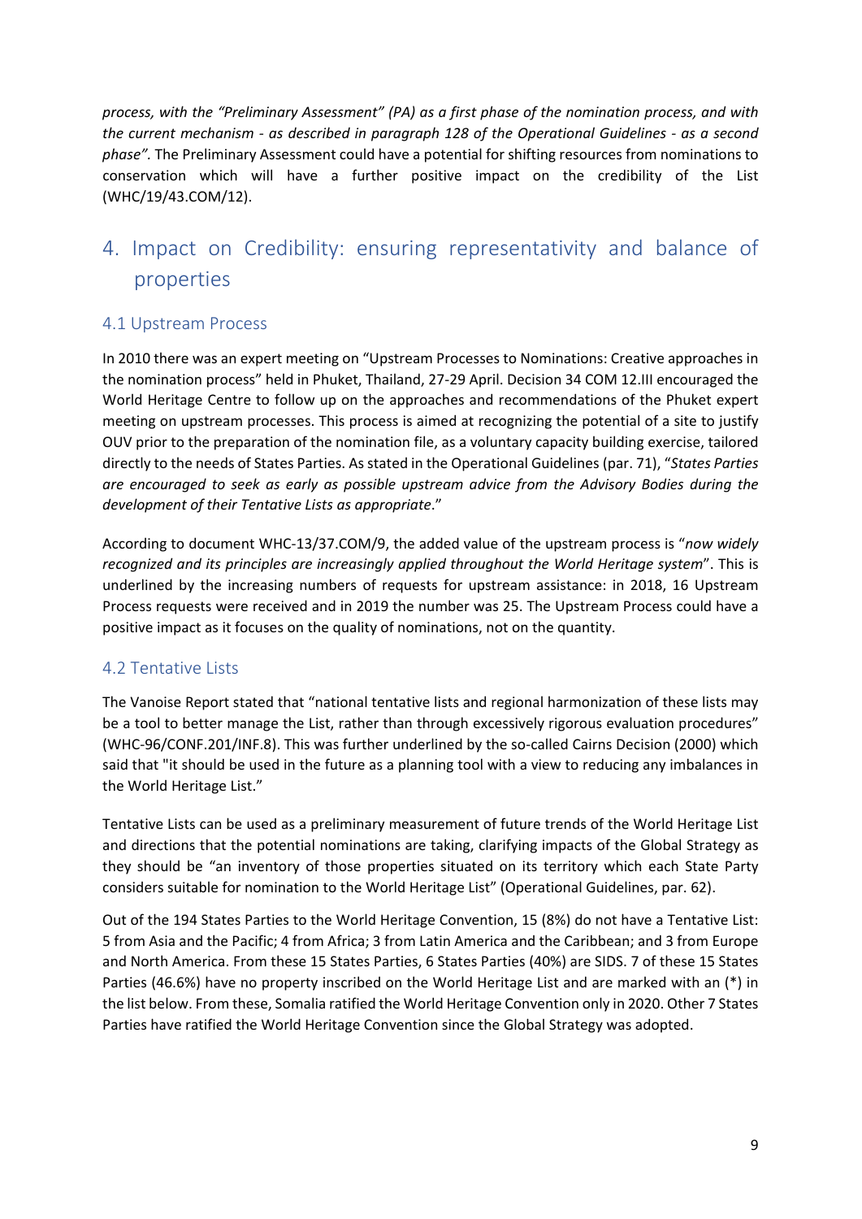*process, with the "Preliminary Assessment" (PA) as a first phase of the nomination process, and with the current mechanism - as described in paragraph 128 of the Operational Guidelines - as a second phase".* The Preliminary Assessment could have a potential for shifting resources from nominations to conservation which will have a further positive impact on the credibility of the List (WHC/19/43.COM/12).

# 4. Impact on Credibility: ensuring representativity and balance of properties

## 4.1 Upstream Process

In 2010 there was an expert meeting on "Upstream Processes to Nominations: Creative approaches in the nomination process" held in Phuket, Thailand, 27-29 April. Decision 34 COM 12.III encouraged the World Heritage Centre to follow up on the approaches and recommendations of the Phuket expert meeting on upstream processes. This process is aimed at recognizing the potential of a site to justify OUV prior to the preparation of the nomination file, as a voluntary capacity building exercise, tailored directly to the needs of States Parties. As stated in the Operational Guidelines (par. 71), "*States Parties are encouraged to seek as early as possible upstream advice from the Advisory Bodies during the development of their Tentative Lists as appropriate*."

According to document WHC-13/37.COM/9, the added value of the upstream process is "*now widely recognized and its principles are increasingly applied throughout the World Heritage system*". This is underlined by the increasing numbers of requests for upstream assistance: in 2018, 16 Upstream Process requests were received and in 2019 the number was 25. The Upstream Process could have a positive impact as it focuses on the quality of nominations, not on the quantity.

## 4.2 Tentative Lists

The Vanoise Report stated that "national tentative lists and regional harmonization of these lists may be a tool to better manage the List, rather than through excessively rigorous evaluation procedures" (WHC-96/CONF.201/INF.8). This was further underlined by the so-called Cairns Decision (2000) which said that "it should be used in the future as a planning tool with a view to reducing any imbalances in the World Heritage List."

Tentative Lists can be used as a preliminary measurement of future trends of the World Heritage List and directions that the potential nominations are taking, clarifying impacts of the Global Strategy as they should be "an inventory of those properties situated on its territory which each State Party considers suitable for nomination to the World Heritage List" (Operational Guidelines, par. 62).

Out of the 194 States Parties to the World Heritage Convention, 15 (8%) do not have a Tentative List: 5 from Asia and the Pacific; 4 from Africa; 3 from Latin America and the Caribbean; and 3 from Europe and North America. From these 15 States Parties, 6 States Parties (40%) are SIDS. 7 of these 15 States Parties (46.6%) have no property inscribed on the World Heritage List and are marked with an (*) in the list below. From these, Somalia ratified the World Heritage Convention only in 2020. Other 7 States Parties have ratified the World Heritage Convention since the Global Strategy was adopted.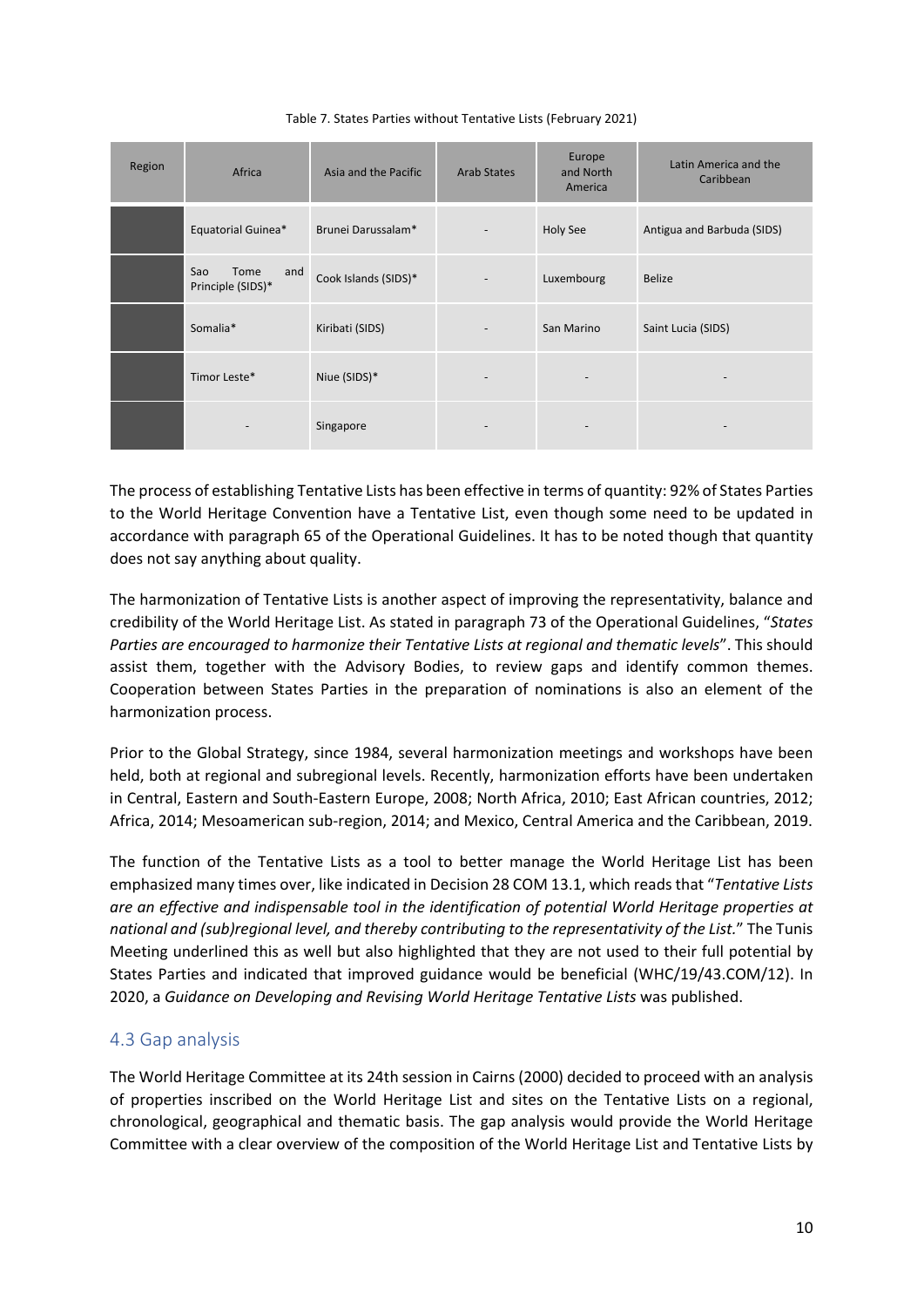Table 7. States Parties without Tentative Lists (February 2021)

| Region | Africa | Asia and the Pacific | Arab States | Europe and North America | Latin America and the Caribbean |
|---|---|---|---|---|---|
| | Equatorial Guinea* | Brunei Darussalam* | - | Holy See | Antigua and Barbuda (SIDS) |
| | Sao Tome and Principle (SIDS)* | Cook Islands (SIDS)* | - | Luxembourg | Belize |
| | Somalia* | Kiribati (SIDS) | - | San Marino | Saint Lucia (SIDS) |
| | Timor Leste* | Niue (SIDS)* | - | - | - |
| | - | Singapore | - | - | - |

The process of establishing Tentative Lists has been effective in terms of quantity: 92% of States Parties to the World Heritage Convention have a Tentative List, even though some need to be updated in accordance with paragraph 65 of the Operational Guidelines. It has to be noted though that quantity does not say anything about quality.

The harmonization of Tentative Lists is another aspect of improving the representativity, balance and credibility of the World Heritage List. As stated in paragraph 73 of the Operational Guidelines, "*States Parties are encouraged to harmonize their Tentative Lists at regional and thematic levels*". This should assist them, together with the Advisory Bodies, to review gaps and identify common themes. Cooperation between States Parties in the preparation of nominations is also an element of the harmonization process.

Prior to the Global Strategy, since 1984, several harmonization meetings and workshops have been held, both at regional and subregional levels. Recently, harmonization efforts have been undertaken in Central, Eastern and South-Eastern Europe, 2008; North Africa, 2010; East African countries, 2012; Africa, 2014; Mesoamerican sub-region, 2014; and Mexico, Central America and the Caribbean, 2019.

The function of the Tentative Lists as a tool to better manage the World Heritage List has been emphasized many times over, like indicated in Decision 28 COM 13.1, which reads that "*Tentative Lists are an effective and indispensable tool in the identification of potential World Heritage properties at national and (sub)regional level, and thereby contributing to the representativity of the List.*" The Tunis Meeting underlined this as well but also highlighted that they are not used to their full potential by States Parties and indicated that improved guidance would be beneficial (WHC/19/43.COM/12). In 2020, a *Guidance on Developing and Revising World Heritage Tentative Lists* was published.

## 4.3 Gap analysis

The World Heritage Committee at its 24th session in Cairns (2000) decided to proceed with an analysis of properties inscribed on the World Heritage List and sites on the Tentative Lists on a regional, chronological, geographical and thematic basis. The gap analysis would provide the World Heritage Committee with a clear overview of the composition of the World Heritage List and Tentative Lists by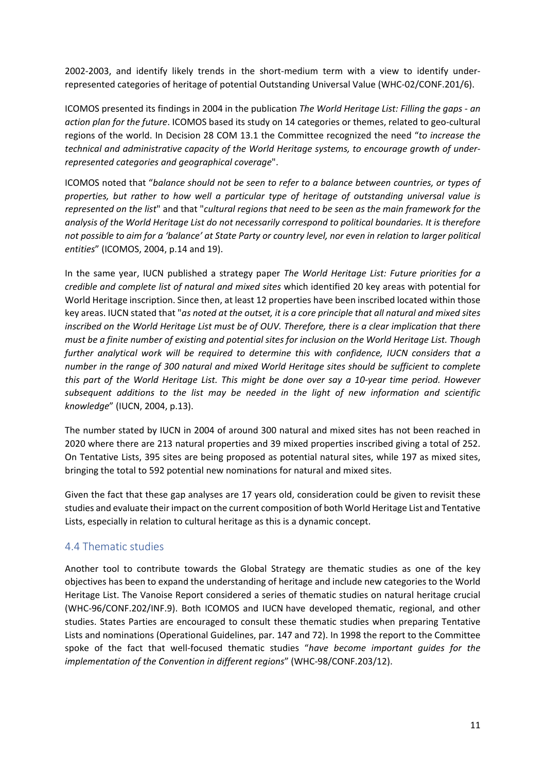2002-2003, and identify likely trends in the short-medium term with a view to identify under-represented categories of heritage of potential Outstanding Universal Value (WHC-02/CONF.201/6).

ICOMOS presented its findings in 2004 in the publication *The World Heritage List: Filling the gaps - an action plan for the future*. ICOMOS based its study on 14 categories or themes, related to geo-cultural regions of the world. In Decision 28 COM 13.1 the Committee recognized the need "*to increase the technical and administrative capacity of the World Heritage systems, to encourage growth of under-represented categories and geographical coverage*".

ICOMOS noted that "*balance should not be seen to refer to a balance between countries, or types of properties, but rather to how well a particular type of heritage of outstanding universal value is represented on the list*" and that "*cultural regions that need to be seen as the main framework for the analysis of the World Heritage List do not necessarily correspond to political boundaries. It is therefore not possible to aim for a 'balance' at State Party or country level, nor even in relation to larger political entities*" (ICOMOS, 2004, p.14 and 19).

In the same year, IUCN published a strategy paper *The World Heritage List: Future priorities for a credible and complete list of natural and mixed sites* which identified 20 key areas with potential for World Heritage inscription. Since then, at least 12 properties have been inscribed located within those key areas. IUCN stated that "*as noted at the outset, it is a core principle that all natural and mixed sites inscribed on the World Heritage List must be of OUV. Therefore, there is a clear implication that there must be a finite number of existing and potential sites for inclusion on the World Heritage List. Though further analytical work will be required to determine this with confidence, IUCN considers that a number in the range of 300 natural and mixed World Heritage sites should be sufficient to complete this part of the World Heritage List. This might be done over say a 10-year time period. However subsequent additions to the list may be needed in the light of new information and scientific knowledge*" (IUCN, 2004, p.13).

The number stated by IUCN in 2004 of around 300 natural and mixed sites has not been reached in 2020 where there are 213 natural properties and 39 mixed properties inscribed giving a total of 252. On Tentative Lists, 395 sites are being proposed as potential natural sites, while 197 as mixed sites, bringing the total to 592 potential new nominations for natural and mixed sites.

Given the fact that these gap analyses are 17 years old, consideration could be given to revisit these studies and evaluate their impact on the current composition of both World Heritage List and Tentative Lists, especially in relation to cultural heritage as this is a dynamic concept.

## 4.4 Thematic studies

Another tool to contribute towards the Global Strategy are thematic studies as one of the key objectives has been to expand the understanding of heritage and include new categories to the World Heritage List. The Vanoise Report considered a series of thematic studies on natural heritage crucial (WHC-96/CONF.202/INF.9). Both ICOMOS and IUCN have developed thematic, regional, and other studies. States Parties are encouraged to consult these thematic studies when preparing Tentative Lists and nominations (Operational Guidelines, par. 147 and 72). In 1998 the report to the Committee spoke of the fact that well-focused thematic studies "*have become important guides for the implementation of the Convention in different regions*" (WHC-98/CONF.203/12).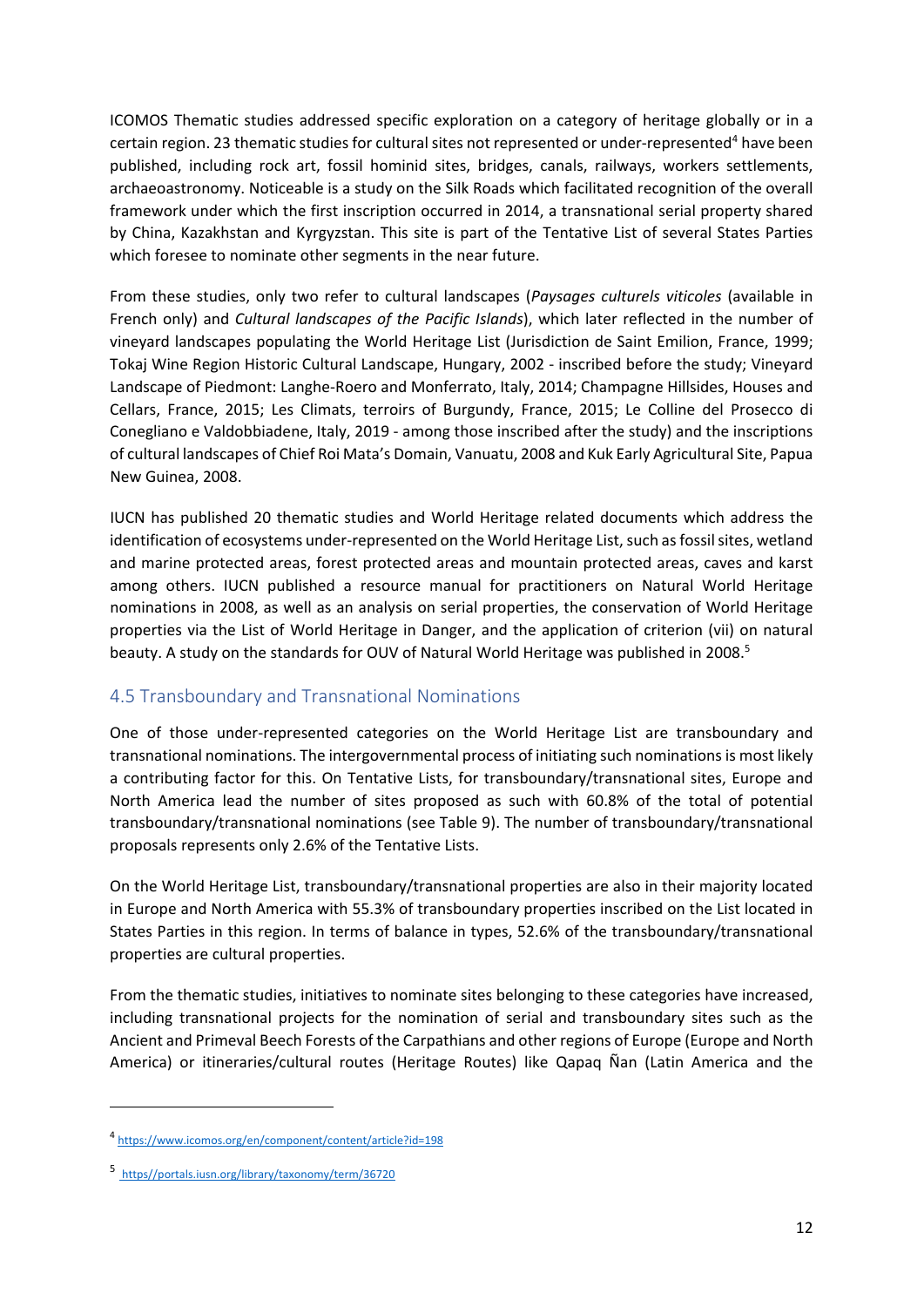ICOMOS Thematic studies addressed specific exploration on a category of heritage globally or in a certain region. 23 thematic studies for cultural sites not represented or under-represented[4] have been published, including rock art, fossil hominid sites, bridges, canals, railways, workers settlements, archaeoastronomy. Noticeable is a study on the Silk Roads which facilitated recognition of the overall framework under which the first inscription occurred in 2014, a transnational serial property shared by China, Kazakhstan and Kyrgyzstan. This site is part of the Tentative List of several States Parties which foresee to nominate other segments in the near future.

From these studies, only two refer to cultural landscapes (*Paysages culturels viticoles* (available in French only) and *Cultural landscapes of the Pacific Islands*), which later reflected in the number of vineyard landscapes populating the World Heritage List (Jurisdiction de Saint Emilion, France, 1999; Tokaj Wine Region Historic Cultural Landscape, Hungary, 2002 - inscribed before the study; Vineyard Landscape of Piedmont: Langhe-Roero and Monferrato, Italy, 2014; Champagne Hillsides, Houses and Cellars, France, 2015; Les Climats, terroirs of Burgundy, France, 2015; Le Colline del Prosecco di Conegliano e Valdobbiadene, Italy, 2019 - among those inscribed after the study) and the inscriptions of cultural landscapes of Chief Roi Mata's Domain, Vanuatu, 2008 and Kuk Early Agricultural Site, Papua New Guinea, 2008.

IUCN has published 20 thematic studies and World Heritage related documents which address the identification of ecosystems under-represented on the World Heritage List, such as fossil sites, wetland and marine protected areas, forest protected areas and mountain protected areas, caves and karst among others. IUCN published a resource manual for practitioners on Natural World Heritage nominations in 2008, as well as an analysis on serial properties, the conservation of World Heritage properties via the List of World Heritage in Danger, and the application of criterion (vii) on natural beauty. A study on the standards for OUV of Natural World Heritage was published in 2008.[5]

## 4.5 Transboundary and Transnational Nominations

One of those under-represented categories on the World Heritage List are transboundary and transnational nominations. The intergovernmental process of initiating such nominations is most likely a contributing factor for this. On Tentative Lists, for transboundary/transnational sites, Europe and North America lead the number of sites proposed as such with 60.8% of the total of potential transboundary/transnational nominations (see Table 9). The number of transboundary/transnational proposals represents only 2.6% of the Tentative Lists.

On the World Heritage List, transboundary/transnational properties are also in their majority located in Europe and North America with 55.3% of transboundary properties inscribed on the List located in States Parties in this region. In terms of balance in types, 52.6% of the transboundary/transnational properties are cultural properties.

From the thematic studies, initiatives to nominate sites belonging to these categories have increased, including transnational projects for the nomination of serial and transboundary sites such as the Ancient and Primeval Beech Forests of the Carpathians and other regions of Europe (Europe and North America) or itineraries/cultural routes (Heritage Routes) like Qapaq Ñan (Latin America and the

---

[4] https://www.icomos.org/en/component/content/article?id=198

[5] https//portals.iusn.org/library/taxonomy/term/36720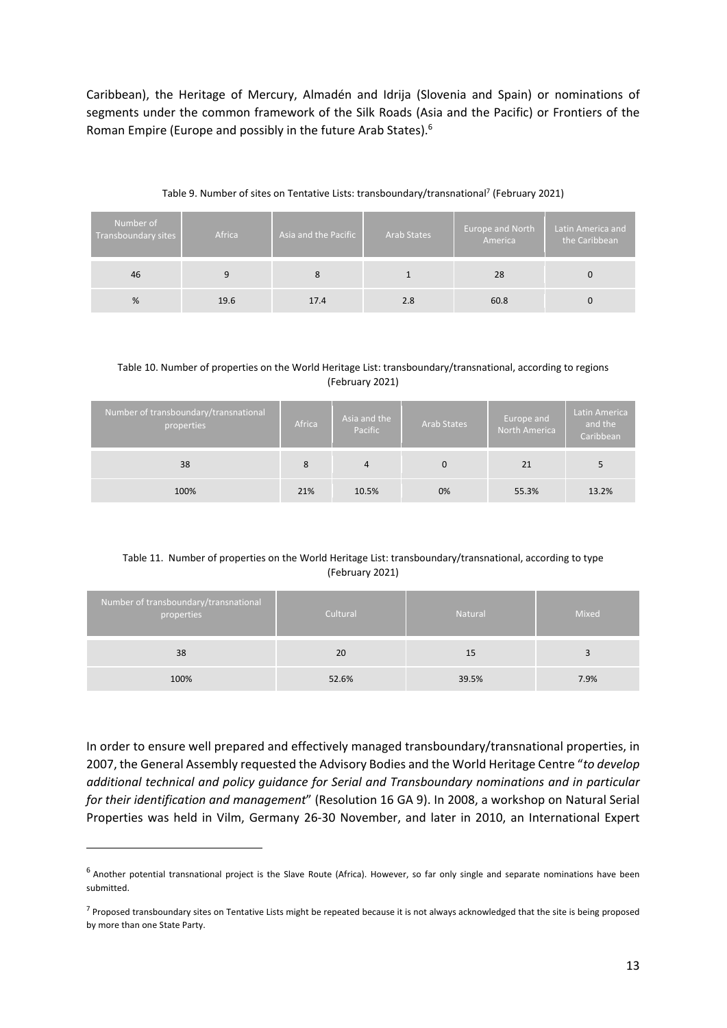Caribbean), the Heritage of Mercury, Almadén and Idrija (Slovenia and Spain) or nominations of segments under the common framework of the Silk Roads (Asia and the Pacific) or Frontiers of the Roman Empire (Europe and possibly in the future Arab States).[6]

Table 9. Number of sites on Tentative Lists: transboundary/transnational[7] (February 2021)

| Number of Transboundary sites | Africa | Asia and the Pacific | Arab States | Europe and North America | Latin America and the Caribbean |
|---|---|---|---|---|---|
| 46 | 9 | 8 | 1 | 28 | 0 |
| % | 19.6 | 17.4 | 2.8 | 60.8 | 0 |

Table 10. Number of properties on the World Heritage List: transboundary/transnational, according to regions (February 2021)

| Number of transboundary/transnational properties | Africa | Asia and the Pacific | Arab States | Europe and North America | Latin America and the Caribbean |
|---|---|---|---|---|---|
| 38 | 8 | 4 | 0 | 21 | 5 |
| 100% | 21% | 10.5% | 0% | 55.3% | 13.2% |

Table 11. Number of properties on the World Heritage List: transboundary/transnational, according to type (February 2021)

| Number of transboundary/transnational properties | Cultural | Natural | Mixed |
|---|---|---|---|
| 38 | 20 | 15 | 3 |
| 100% | 52.6% | 39.5% | 7.9% |

In order to ensure well prepared and effectively managed transboundary/transnational properties, in 2007, the General Assembly requested the Advisory Bodies and the World Heritage Centre "*to develop additional technical and policy guidance for Serial and Transboundary nominations and in particular for their identification and management*" (Resolution 16 GA 9). In 2008, a workshop on Natural Serial Properties was held in Vilm, Germany 26-30 November, and later in 2010, an International Expert

[6] Another potential transnational project is the Slave Route (Africa). However, so far only single and separate nominations have been submitted.

[7] Proposed transboundary sites on Tentative Lists might be repeated because it is not always acknowledged that the site is being proposed by more than one State Party.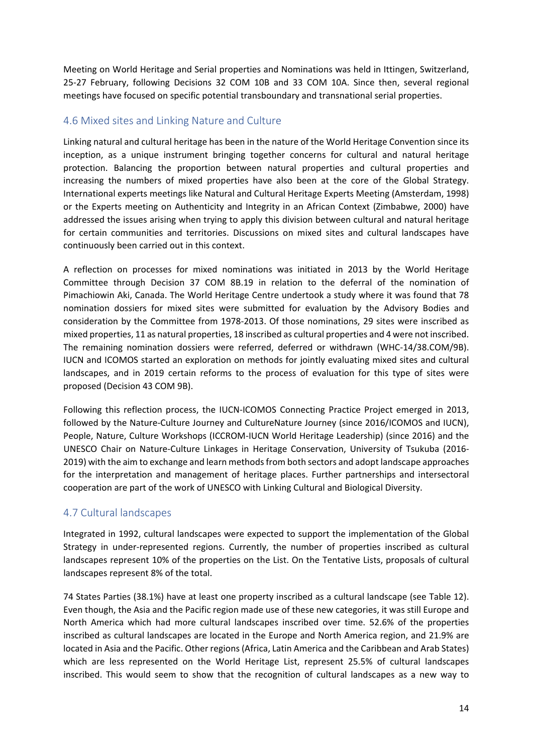Meeting on World Heritage and Serial properties and Nominations was held in Ittingen, Switzerland, 25-27 February, following Decisions 32 COM 10B and 33 COM 10A. Since then, several regional meetings have focused on specific potential transboundary and transnational serial properties.

## 4.6 Mixed sites and Linking Nature and Culture

Linking natural and cultural heritage has been in the nature of the World Heritage Convention since its inception, as a unique instrument bringing together concerns for cultural and natural heritage protection. Balancing the proportion between natural properties and cultural properties and increasing the numbers of mixed properties have also been at the core of the Global Strategy. International experts meetings like Natural and Cultural Heritage Experts Meeting (Amsterdam, 1998) or the Experts meeting on Authenticity and Integrity in an African Context (Zimbabwe, 2000) have addressed the issues arising when trying to apply this division between cultural and natural heritage for certain communities and territories. Discussions on mixed sites and cultural landscapes have continuously been carried out in this context.

A reflection on processes for mixed nominations was initiated in 2013 by the World Heritage Committee through Decision 37 COM 8B.19 in relation to the deferral of the nomination of Pimachiowin Aki, Canada. The World Heritage Centre undertook a study where it was found that 78 nomination dossiers for mixed sites were submitted for evaluation by the Advisory Bodies and consideration by the Committee from 1978-2013. Of those nominations, 29 sites were inscribed as mixed properties, 11 as natural properties, 18 inscribed as cultural properties and 4 were not inscribed. The remaining nomination dossiers were referred, deferred or withdrawn (WHC-14/38.COM/9B). IUCN and ICOMOS started an exploration on methods for jointly evaluating mixed sites and cultural landscapes, and in 2019 certain reforms to the process of evaluation for this type of sites were proposed (Decision 43 COM 9B).

Following this reflection process, the IUCN-ICOMOS Connecting Practice Project emerged in 2013, followed by the Nature-Culture Journey and CultureNature Journey (since 2016/ICOMOS and IUCN), People, Nature, Culture Workshops (ICCROM-IUCN World Heritage Leadership) (since 2016) and the UNESCO Chair on Nature-Culture Linkages in Heritage Conservation, University of Tsukuba (2016-2019) with the aim to exchange and learn methods from both sectors and adopt landscape approaches for the interpretation and management of heritage places. Further partnerships and intersectoral cooperation are part of the work of UNESCO with Linking Cultural and Biological Diversity.

## 4.7 Cultural landscapes

Integrated in 1992, cultural landscapes were expected to support the implementation of the Global Strategy in under-represented regions. Currently, the number of properties inscribed as cultural landscapes represent 10% of the properties on the List. On the Tentative Lists, proposals of cultural landscapes represent 8% of the total.

74 States Parties (38.1%) have at least one property inscribed as a cultural landscape (see Table 12). Even though, the Asia and the Pacific region made use of these new categories, it was still Europe and North America which had more cultural landscapes inscribed over time. 52.6% of the properties inscribed as cultural landscapes are located in the Europe and North America region, and 21.9% are located in Asia and the Pacific. Other regions (Africa, Latin America and the Caribbean and Arab States) which are less represented on the World Heritage List, represent 25.5% of cultural landscapes inscribed. This would seem to show that the recognition of cultural landscapes as a new way to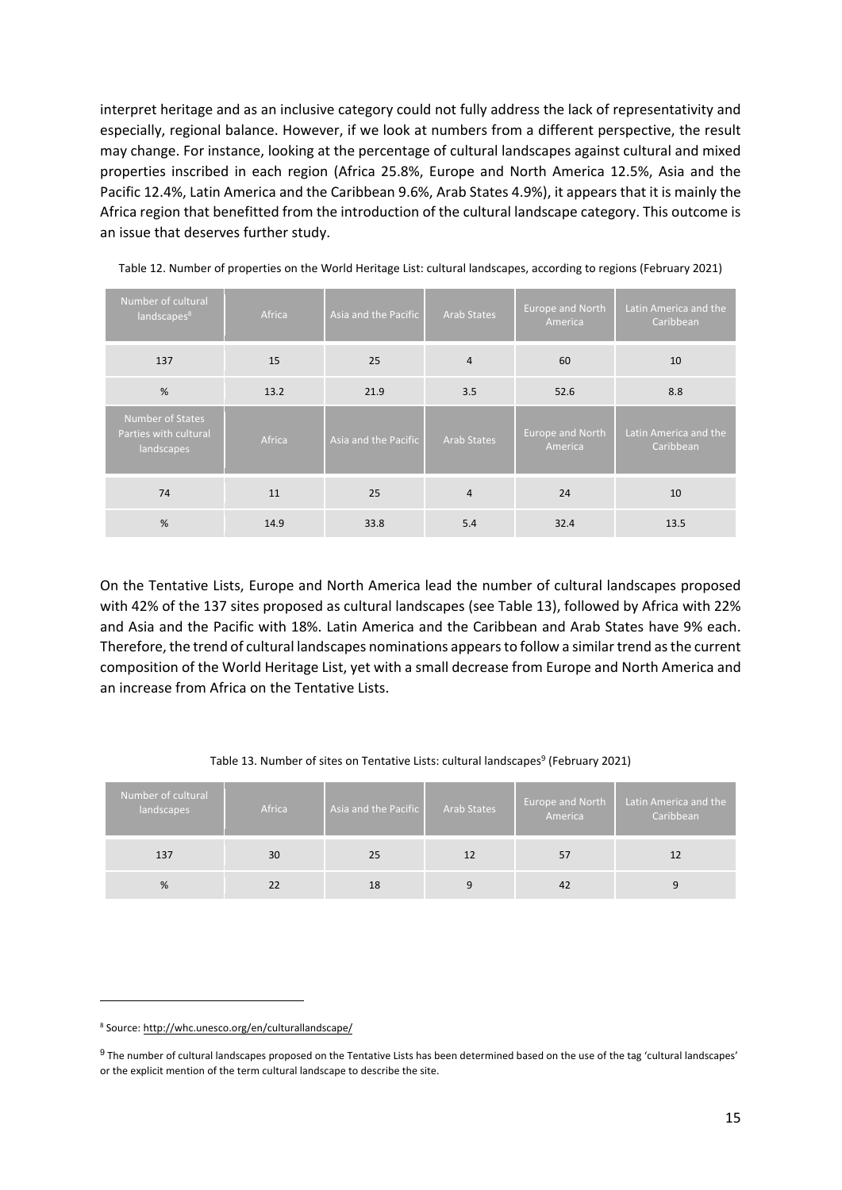interpret heritage and as an inclusive category could not fully address the lack of representativity and especially, regional balance. However, if we look at numbers from a different perspective, the result may change. For instance, looking at the percentage of cultural landscapes against cultural and mixed properties inscribed in each region (Africa 25.8%, Europe and North America 12.5%, Asia and the Pacific 12.4%, Latin America and the Caribbean 9.6%, Arab States 4.9%), it appears that it is mainly the Africa region that benefitted from the introduction of the cultural landscape category. This outcome is an issue that deserves further study.

Table 12. Number of properties on the World Heritage List: cultural landscapes, according to regions (February 2021)

| Number of cultural landscapes[8] | Africa | Asia and the Pacific | Arab States | Europe and North America | Latin America and the Caribbean |
|---|---|---|---|---|---|
| 137 | 15 | 25 | 4 | 60 | 10 |
| % | 13.2 | 21.9 | 3.5 | 52.6 | 8.8 |
| **Number of States Parties with cultural landscapes** | **Africa** | **Asia and the Pacific** | **Arab States** | **Europe and North America** | **Latin America and the Caribbean** |
| 74 | 11 | 25 | 4 | 24 | 10 |
| % | 14.9 | 33.8 | 5.4 | 32.4 | 13.5 |

On the Tentative Lists, Europe and North America lead the number of cultural landscapes proposed with 42% of the 137 sites proposed as cultural landscapes (see Table 13), followed by Africa with 22% and Asia and the Pacific with 18%. Latin America and the Caribbean and Arab States have 9% each. Therefore, the trend of cultural landscapes nominations appears to follow a similar trend as the current composition of the World Heritage List, yet with a small decrease from Europe and North America and an increase from Africa on the Tentative Lists.

Table 13. Number of sites on Tentative Lists: cultural landscapes[9] (February 2021)

| Number of cultural landscapes | Africa | Asia and the Pacific | Arab States | Europe and North America | Latin America and the Caribbean |
|---|---|---|---|---|---|
| 137 | 30 | 25 | 12 | 57 | 12 |
| % | 22 | 18 | 9 | 42 | 9 |

---

[8] Source: http://whc.unesco.org/en/culturallandscape/

[9] The number of cultural landscapes proposed on the Tentative Lists has been determined based on the use of the tag 'cultural landscapes' or the explicit mention of the term cultural landscape to describe the site.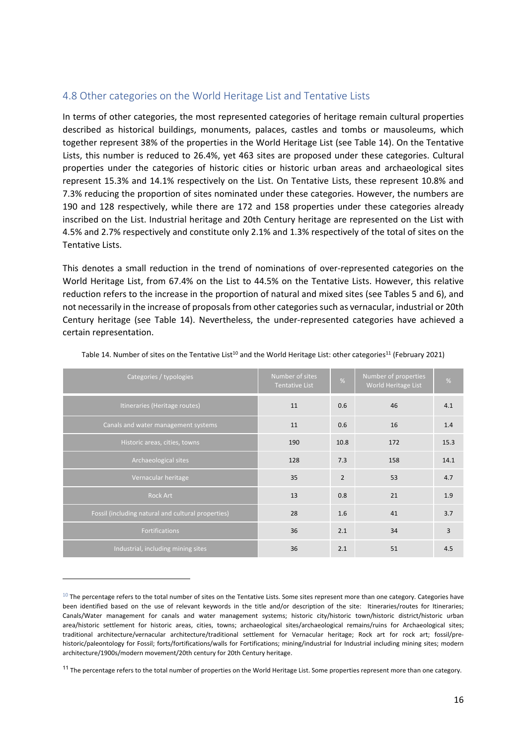## 4.8 Other categories on the World Heritage List and Tentative Lists

In terms of other categories, the most represented categories of heritage remain cultural properties described as historical buildings, monuments, palaces, castles and tombs or mausoleums, which together represent 38% of the properties in the World Heritage List (see Table 14). On the Tentative Lists, this number is reduced to 26.4%, yet 463 sites are proposed under these categories. Cultural properties under the categories of historic cities or historic urban areas and archaeological sites represent 15.3% and 14.1% respectively on the List. On Tentative Lists, these represent 10.8% and 7.3% reducing the proportion of sites nominated under these categories. However, the numbers are 190 and 128 respectively, while there are 172 and 158 properties under these categories already inscribed on the List. Industrial heritage and 20th Century heritage are represented on the List with 4.5% and 2.7% respectively and constitute only 2.1% and 1.3% respectively of the total of sites on the Tentative Lists.

This denotes a small reduction in the trend of nominations of over-represented categories on the World Heritage List, from 67.4% on the List to 44.5% on the Tentative Lists. However, this relative reduction refers to the increase in the proportion of natural and mixed sites (see Tables 5 and 6), and not necessarily in the increase of proposals from other categories such as vernacular, industrial or 20th Century heritage (see Table 14). Nevertheless, the under-represented categories have achieved a certain representation.

Table 14. Number of sites on the Tentative List[10] and the World Heritage List: other categories[11] (February 2021)

| Categories / typologies | Number of sites Tentative List | % | Number of properties World Heritage List | % |
|---|---|---|---|---|
| Itineraries (Heritage routes) | 11 | 0.6 | 46 | 4.1 |
| Canals and water management systems | 11 | 0.6 | 16 | 1.4 |
| Historic areas, cities, towns | 190 | 10.8 | 172 | 15.3 |
| Archaeological sites | 128 | 7.3 | 158 | 14.1 |
| Vernacular heritage | 35 | 2 | 53 | 4.7 |
| Rock Art | 13 | 0.8 | 21 | 1.9 |
| Fossil (including natural and cultural properties) | 28 | 1.6 | 41 | 3.7 |
| Fortifications | 36 | 2.1 | 34 | 3 |
| Industrial, including mining sites | 36 | 2.1 | 51 | 4.5 |

[10] The percentage refers to the total number of sites on the Tentative Lists. Some sites represent more than one category. Categories have been identified based on the use of relevant keywords in the title and/or description of the site: Itineraries/routes for Itineraries; Canals/Water management for canals and water management systems; historic city/historic town/historic district/historic urban area/historic settlement for historic areas, cities, towns; archaeological sites/archaeological remains/ruins for Archaeological sites; traditional architecture/vernacular architecture/traditional settlement for Vernacular heritage; Rock art for rock art; fossil/pre-historic/paleontology for Fossil; forts/fortifications/walls for Fortifications; mining/industrial for Industrial including mining sites; modern architecture/1900s/modern movement/20th century for 20th Century heritage.

[11] The percentage refers to the total number of properties on the World Heritage List. Some properties represent more than one category.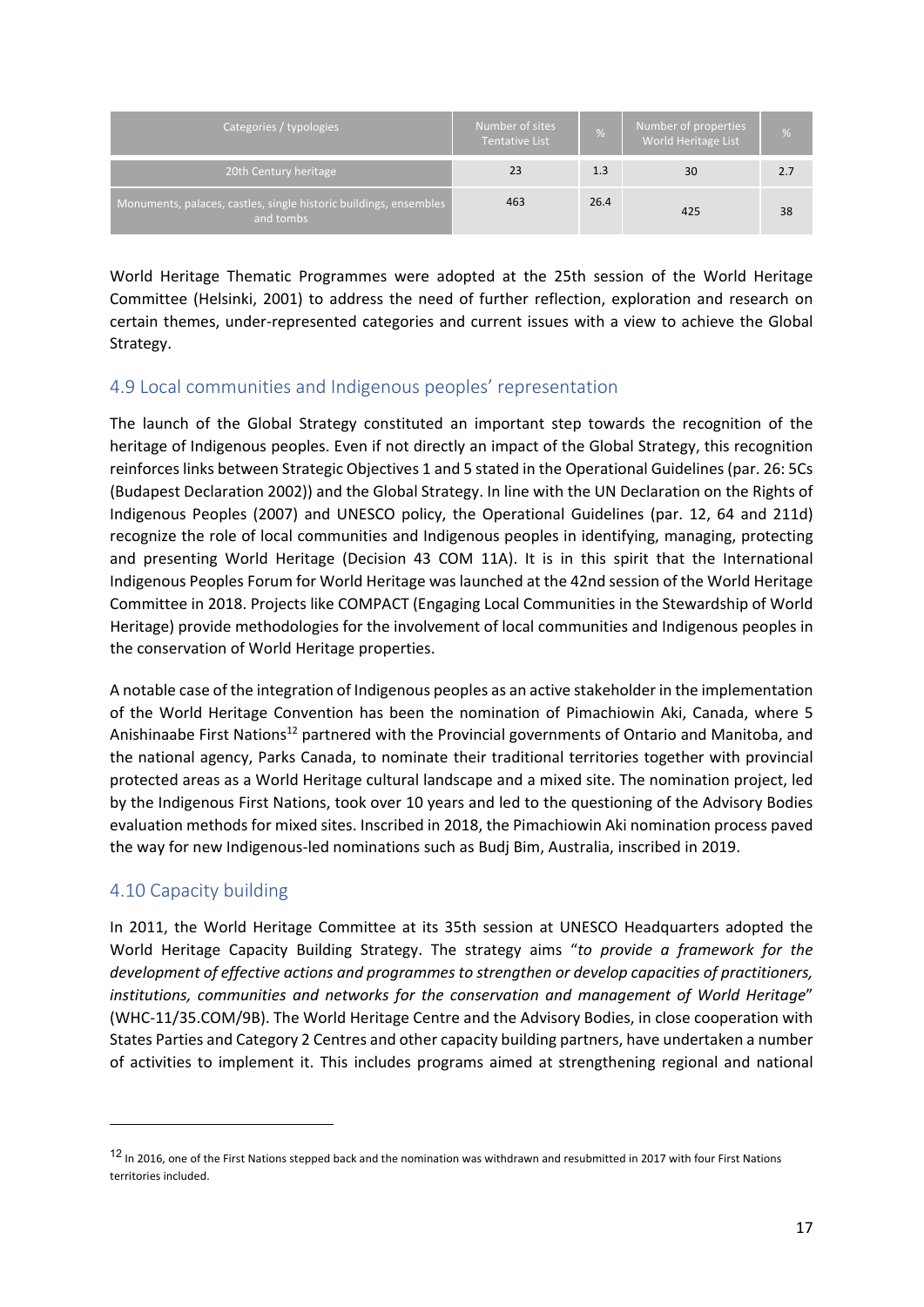| Categories / typologies | Number of sites Tentative List | % | Number of properties World Heritage List | % |
|---|---|---|---|---|
| 20th Century heritage | 23 | 1.3 | 30 | 2.7 |
| Monuments, palaces, castles, single historic buildings, ensembles and tombs | 463 | 26.4 | 425 | 38 |

World Heritage Thematic Programmes were adopted at the 25th session of the World Heritage Committee (Helsinki, 2001) to address the need of further reflection, exploration and research on certain themes, under-represented categories and current issues with a view to achieve the Global Strategy.

## 4.9 Local communities and Indigenous peoples' representation

The launch of the Global Strategy constituted an important step towards the recognition of the heritage of Indigenous peoples. Even if not directly an impact of the Global Strategy, this recognition reinforces links between Strategic Objectives 1 and 5 stated in the Operational Guidelines (par. 26: 5Cs (Budapest Declaration 2002)) and the Global Strategy. In line with the UN Declaration on the Rights of Indigenous Peoples (2007) and UNESCO policy, the Operational Guidelines (par. 12, 64 and 211d) recognize the role of local communities and Indigenous peoples in identifying, managing, protecting and presenting World Heritage (Decision 43 COM 11A). It is in this spirit that the International Indigenous Peoples Forum for World Heritage was launched at the 42nd session of the World Heritage Committee in 2018. Projects like COMPACT (Engaging Local Communities in the Stewardship of World Heritage) provide methodologies for the involvement of local communities and Indigenous peoples in the conservation of World Heritage properties.

A notable case of the integration of Indigenous peoples as an active stakeholder in the implementation of the World Heritage Convention has been the nomination of Pimachiowin Aki, Canada, where 5 Anishinaabe First Nations[12] partnered with the Provincial governments of Ontario and Manitoba, and the national agency, Parks Canada, to nominate their traditional territories together with provincial protected areas as a World Heritage cultural landscape and a mixed site. The nomination project, led by the Indigenous First Nations, took over 10 years and led to the questioning of the Advisory Bodies evaluation methods for mixed sites. Inscribed in 2018, the Pimachiowin Aki nomination process paved the way for new Indigenous-led nominations such as Budj Bim, Australia, inscribed in 2019.

## 4.10 Capacity building

In 2011, the World Heritage Committee at its 35th session at UNESCO Headquarters adopted the World Heritage Capacity Building Strategy. The strategy aims "*to provide a framework for the development of effective actions and programmes to strengthen or develop capacities of practitioners, institutions, communities and networks for the conservation and management of World Heritage*" (WHC-11/35.COM/9B). The World Heritage Centre and the Advisory Bodies, in close cooperation with States Parties and Category 2 Centres and other capacity building partners, have undertaken a number of activities to implement it. This includes programs aimed at strengthening regional and national

[12] In 2016, one of the First Nations stepped back and the nomination was withdrawn and resubmitted in 2017 with four First Nations territories included.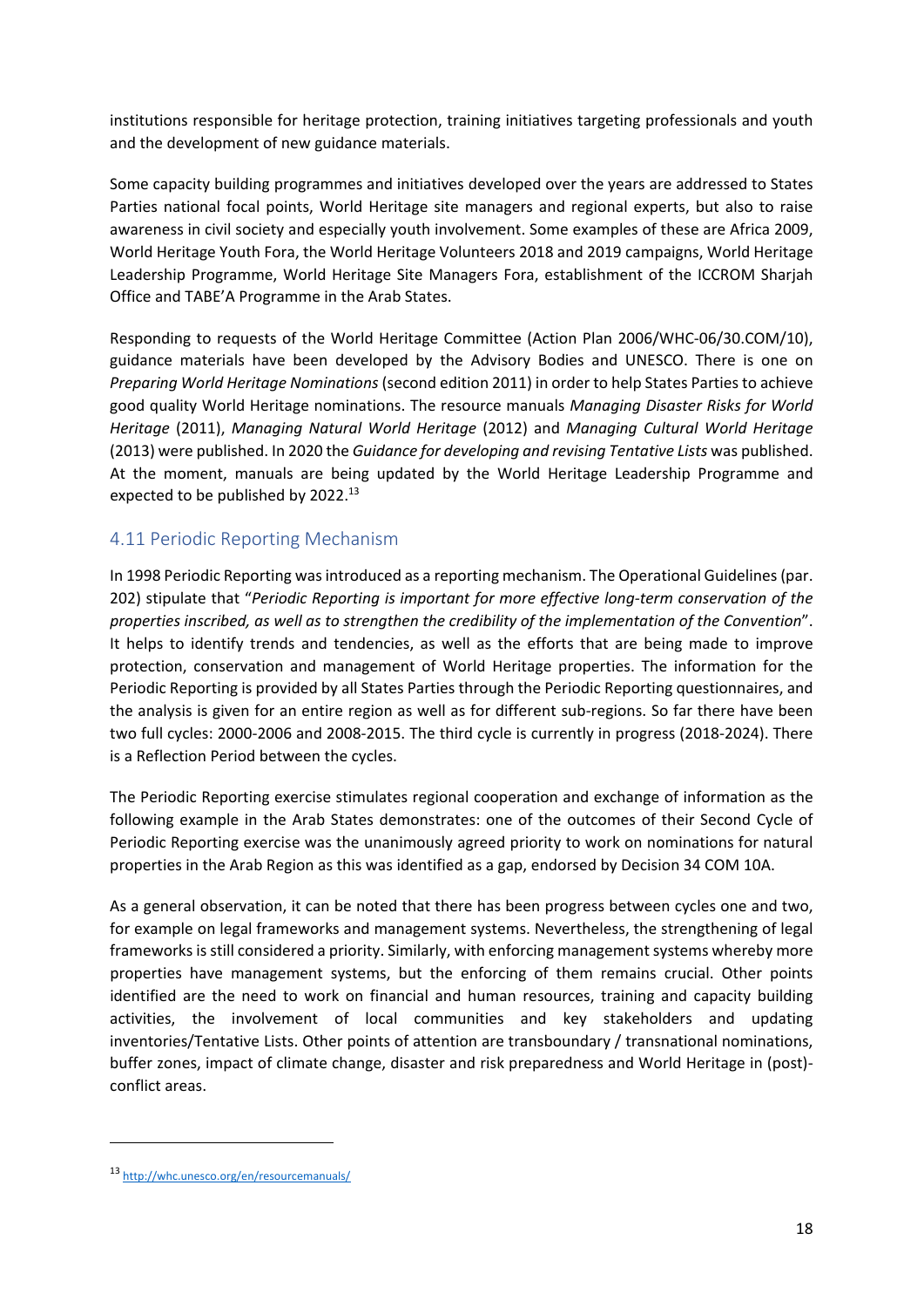institutions responsible for heritage protection, training initiatives targeting professionals and youth and the development of new guidance materials.

Some capacity building programmes and initiatives developed over the years are addressed to States Parties national focal points, World Heritage site managers and regional experts, but also to raise awareness in civil society and especially youth involvement. Some examples of these are Africa 2009, World Heritage Youth Fora, the World Heritage Volunteers 2018 and 2019 campaigns, World Heritage Leadership Programme, World Heritage Site Managers Fora, establishment of the ICCROM Sharjah Office and TABE'A Programme in the Arab States.

Responding to requests of the World Heritage Committee (Action Plan 2006/WHC-06/30.COM/10), guidance materials have been developed by the Advisory Bodies and UNESCO. There is one on *Preparing World Heritage Nominations* (second edition 2011) in order to help States Parties to achieve good quality World Heritage nominations. The resource manuals *Managing Disaster Risks for World Heritage* (2011), *Managing Natural World Heritage* (2012) and *Managing Cultural World Heritage* (2013) were published. In 2020 the *Guidance for developing and revising Tentative Lists* was published. At the moment, manuals are being updated by the World Heritage Leadership Programme and expected to be published by 2022.[13]

## 4.11 Periodic Reporting Mechanism

In 1998 Periodic Reporting was introduced as a reporting mechanism. The Operational Guidelines (par. 202) stipulate that "*Periodic Reporting is important for more effective long-term conservation of the properties inscribed, as well as to strengthen the credibility of the implementation of the Convention*". It helps to identify trends and tendencies, as well as the efforts that are being made to improve protection, conservation and management of World Heritage properties. The information for the Periodic Reporting is provided by all States Parties through the Periodic Reporting questionnaires, and the analysis is given for an entire region as well as for different sub-regions. So far there have been two full cycles: 2000-2006 and 2008-2015. The third cycle is currently in progress (2018-2024). There is a Reflection Period between the cycles.

The Periodic Reporting exercise stimulates regional cooperation and exchange of information as the following example in the Arab States demonstrates: one of the outcomes of their Second Cycle of Periodic Reporting exercise was the unanimously agreed priority to work on nominations for natural properties in the Arab Region as this was identified as a gap, endorsed by Decision 34 COM 10A.

As a general observation, it can be noted that there has been progress between cycles one and two, for example on legal frameworks and management systems. Nevertheless, the strengthening of legal frameworks is still considered a priority. Similarly, with enforcing management systems whereby more properties have management systems, but the enforcing of them remains crucial. Other points identified are the need to work on financial and human resources, training and capacity building activities, the involvement of local communities and key stakeholders and updating inventories/Tentative Lists. Other points of attention are transboundary / transnational nominations, buffer zones, impact of climate change, disaster and risk preparedness and World Heritage in (post)-conflict areas.

[13] http://whc.unesco.org/en/resourcemanuals/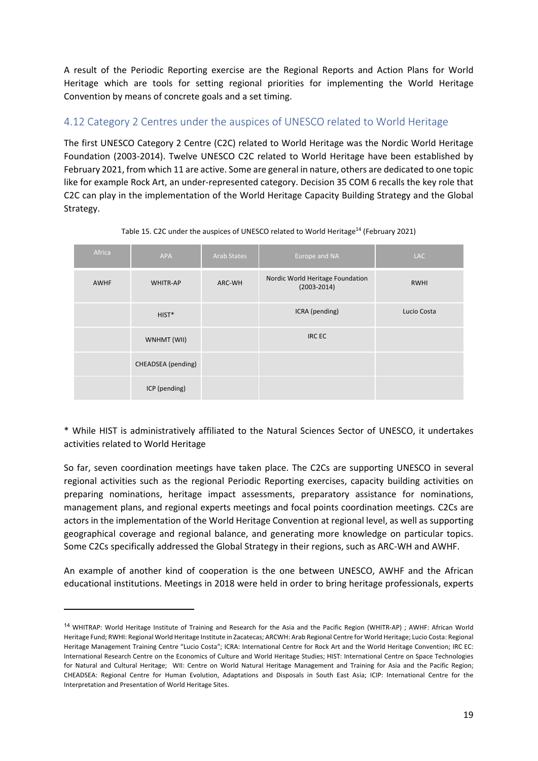A result of the Periodic Reporting exercise are the Regional Reports and Action Plans for World Heritage which are tools for setting regional priorities for implementing the World Heritage Convention by means of concrete goals and a set timing.

## 4.12 Category 2 Centres under the auspices of UNESCO related to World Heritage

The first UNESCO Category 2 Centre (C2C) related to World Heritage was the Nordic World Heritage Foundation (2003-2014). Twelve UNESCO C2C related to World Heritage have been established by February 2021, from which 11 are active. Some are general in nature, others are dedicated to one topic like for example Rock Art, an under-represented category. Decision 35 COM 6 recalls the key role that C2C can play in the implementation of the World Heritage Capacity Building Strategy and the Global Strategy.

Table 15. C2C under the auspices of UNESCO related to World Heritage[14] (February 2021)

| Africa | APA | Arab States | Europe and NA | LAC |
|---|---|---|---|---|
| AWHF | WHITR-AP | ARC-WH | Nordic World Heritage Foundation (2003-2014) | RWHI |
| | HIST* | | ICRA (pending) | Lucio Costa |
| | WNHMT (WII) | | IRC EC | |
| | CHEADSEA (pending) | | | |
| | ICP (pending) | | | |

* While HIST is administratively affiliated to the Natural Sciences Sector of UNESCO, it undertakes activities related to World Heritage

So far, seven coordination meetings have taken place. The C2Cs are supporting UNESCO in several regional activities such as the regional Periodic Reporting exercises, capacity building activities on preparing nominations, heritage impact assessments, preparatory assistance for nominations, management plans, and regional experts meetings and focal points coordination meetings. C2Cs are actors in the implementation of the World Heritage Convention at regional level, as well as supporting geographical coverage and regional balance, and generating more knowledge on particular topics. Some C2Cs specifically addressed the Global Strategy in their regions, such as ARC-WH and AWHF.

An example of another kind of cooperation is the one between UNESCO, AWHF and the African educational institutions. Meetings in 2018 were held in order to bring heritage professionals, experts

[14] WHITRAP: World Heritage Institute of Training and Research for the Asia and the Pacific Region (WHITR-AP) ; AWHF: African World Heritage Fund; RWHI: Regional World Heritage Institute in Zacatecas; ARCWH: Arab Regional Centre for World Heritage; Lucio Costa: Regional Heritage Management Training Centre "Lucio Costa"; ICRA: International Centre for Rock Art and the World Heritage Convention; IRC EC: International Research Centre on the Economics of Culture and World Heritage Studies; HIST: International Centre on Space Technologies for Natural and Cultural Heritage; WII: Centre on World Natural Heritage Management and Training for Asia and the Pacific Region; CHEADSEA: Regional Centre for Human Evolution, Adaptations and Disposals in South East Asia; ICIP: International Centre for the Interpretation and Presentation of World Heritage Sites.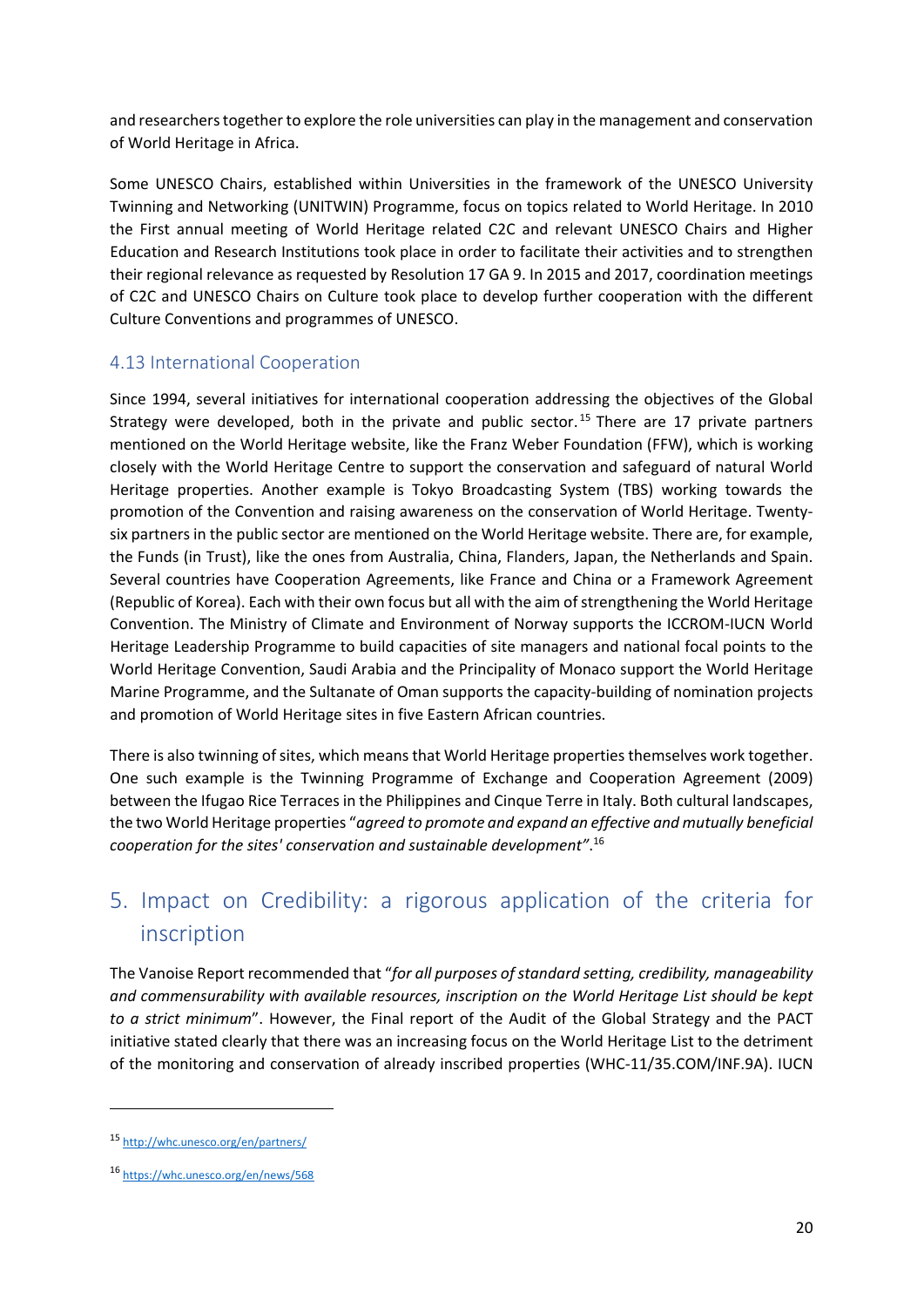and researchers together to explore the role universities can play in the management and conservation of World Heritage in Africa.

Some UNESCO Chairs, established within Universities in the framework of the UNESCO University Twinning and Networking (UNITWIN) Programme, focus on topics related to World Heritage. In 2010 the First annual meeting of World Heritage related C2C and relevant UNESCO Chairs and Higher Education and Research Institutions took place in order to facilitate their activities and to strengthen their regional relevance as requested by Resolution 17 GA 9. In 2015 and 2017, coordination meetings of C2C and UNESCO Chairs on Culture took place to develop further cooperation with the different Culture Conventions and programmes of UNESCO.

### 4.13 International Cooperation

Since 1994, several initiatives for international cooperation addressing the objectives of the Global Strategy were developed, both in the private and public sector.[15] There are 17 private partners mentioned on the World Heritage website, like the Franz Weber Foundation (FFW), which is working closely with the World Heritage Centre to support the conservation and safeguard of natural World Heritage properties. Another example is Tokyo Broadcasting System (TBS) working towards the promotion of the Convention and raising awareness on the conservation of World Heritage. Twenty-six partners in the public sector are mentioned on the World Heritage website. There are, for example, the Funds (in Trust), like the ones from Australia, China, Flanders, Japan, the Netherlands and Spain. Several countries have Cooperation Agreements, like France and China or a Framework Agreement (Republic of Korea). Each with their own focus but all with the aim of strengthening the World Heritage Convention. The Ministry of Climate and Environment of Norway supports the ICCROM-IUCN World Heritage Leadership Programme to build capacities of site managers and national focal points to the World Heritage Convention, Saudi Arabia and the Principality of Monaco support the World Heritage Marine Programme, and the Sultanate of Oman supports the capacity-building of nomination projects and promotion of World Heritage sites in five Eastern African countries.

There is also twinning of sites, which means that World Heritage properties themselves work together. One such example is the Twinning Programme of Exchange and Cooperation Agreement (2009) between the Ifugao Rice Terraces in the Philippines and Cinque Terre in Italy. Both cultural landscapes, the two World Heritage properties "*agreed to promote and expand an effective and mutually beneficial cooperation for the sites' conservation and sustainable development*".[16]

## 5. Impact on Credibility: a rigorous application of the criteria for inscription

The Vanoise Report recommended that "*for all purposes of standard setting, credibility, manageability and commensurability with available resources, inscription on the World Heritage List should be kept to a strict minimum*". However, the Final report of the Audit of the Global Strategy and the PACT initiative stated clearly that there was an increasing focus on the World Heritage List to the detriment of the monitoring and conservation of already inscribed properties (WHC-11/35.COM/INF.9A). IUCN

---

[15] http://whc.unesco.org/en/partners/

[16] https://whc.unesco.org/en/news/568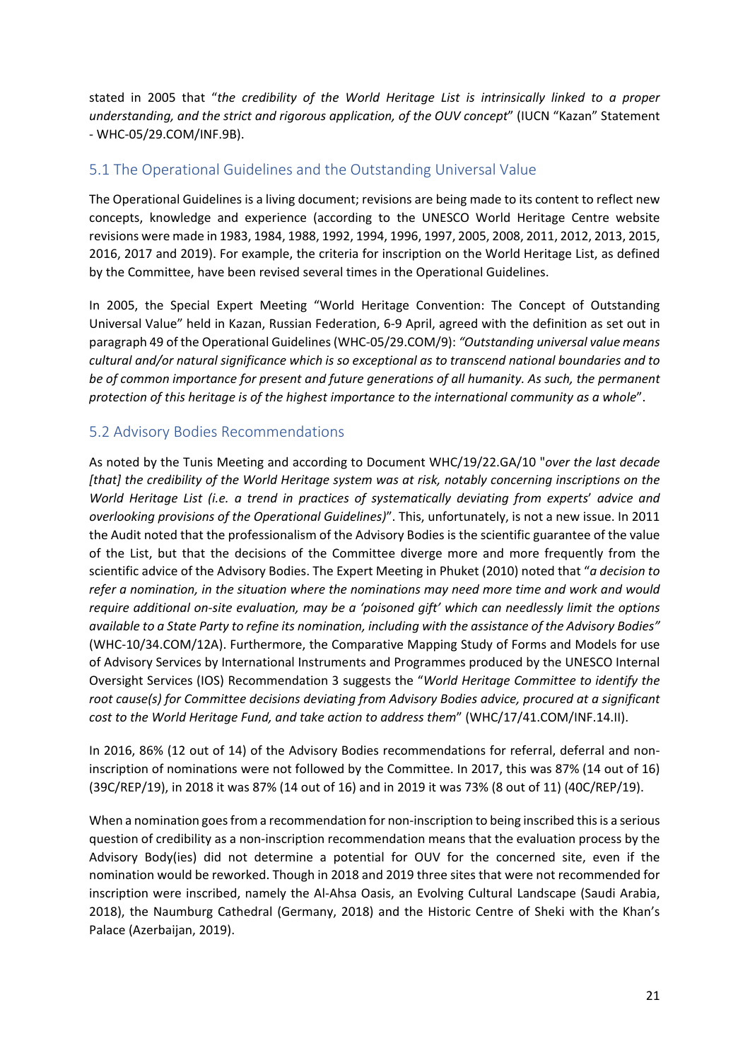stated in 2005 that "*the credibility of the World Heritage List is intrinsically linked to a proper understanding, and the strict and rigorous application, of the OUV concept*" (IUCN "Kazan" Statement - WHC-05/29.COM/INF.9B).

## 5.1 The Operational Guidelines and the Outstanding Universal Value

The Operational Guidelines is a living document; revisions are being made to its content to reflect new concepts, knowledge and experience (according to the UNESCO World Heritage Centre website revisions were made in 1983, 1984, 1988, 1992, 1994, 1996, 1997, 2005, 2008, 2011, 2012, 2013, 2015, 2016, 2017 and 2019). For example, the criteria for inscription on the World Heritage List, as defined by the Committee, have been revised several times in the Operational Guidelines.

In 2005, the Special Expert Meeting "World Heritage Convention: The Concept of Outstanding Universal Value" held in Kazan, Russian Federation, 6-9 April, agreed with the definition as set out in paragraph 49 of the Operational Guidelines (WHC-05/29.COM/9): *"Outstanding universal value means cultural and/or natural significance which is so exceptional as to transcend national boundaries and to be of common importance for present and future generations of all humanity. As such, the permanent protection of this heritage is of the highest importance to the international community as a whole*".

## 5.2 Advisory Bodies Recommendations

As noted by the Tunis Meeting and according to Document WHC/19/22.GA/10 "*over the last decade [that] the credibility of the World Heritage system was at risk, notably concerning inscriptions on the World Heritage List (i.e. a trend in practices of systematically deviating from experts' advice and overlooking provisions of the Operational Guidelines)*". This, unfortunately, is not a new issue. In 2011 the Audit noted that the professionalism of the Advisory Bodies is the scientific guarantee of the value of the List, but that the decisions of the Committee diverge more and more frequently from the scientific advice of the Advisory Bodies. The Expert Meeting in Phuket (2010) noted that "*a decision to refer a nomination, in the situation where the nominations may need more time and work and would require additional on-site evaluation, may be a 'poisoned gift' which can needlessly limit the options available to a State Party to refine its nomination, including with the assistance of the Advisory Bodies"* (WHC-10/34.COM/12A). Furthermore, the Comparative Mapping Study of Forms and Models for use of Advisory Services by International Instruments and Programmes produced by the UNESCO Internal Oversight Services (IOS) Recommendation 3 suggests the "*World Heritage Committee to identify the root cause(s) for Committee decisions deviating from Advisory Bodies advice, procured at a significant cost to the World Heritage Fund, and take action to address them*" (WHC/17/41.COM/INF.14.II).

In 2016, 86% (12 out of 14) of the Advisory Bodies recommendations for referral, deferral and non-inscription of nominations were not followed by the Committee. In 2017, this was 87% (14 out of 16) (39C/REP/19), in 2018 it was 87% (14 out of 16) and in 2019 it was 73% (8 out of 11) (40C/REP/19).

When a nomination goes from a recommendation for non-inscription to being inscribed this is a serious question of credibility as a non-inscription recommendation means that the evaluation process by the Advisory Body(ies) did not determine a potential for OUV for the concerned site, even if the nomination would be reworked. Though in 2018 and 2019 three sites that were not recommended for inscription were inscribed, namely the Al-Ahsa Oasis, an Evolving Cultural Landscape (Saudi Arabia, 2018), the Naumburg Cathedral (Germany, 2018) and the Historic Centre of Sheki with the Khan's Palace (Azerbaijan, 2019).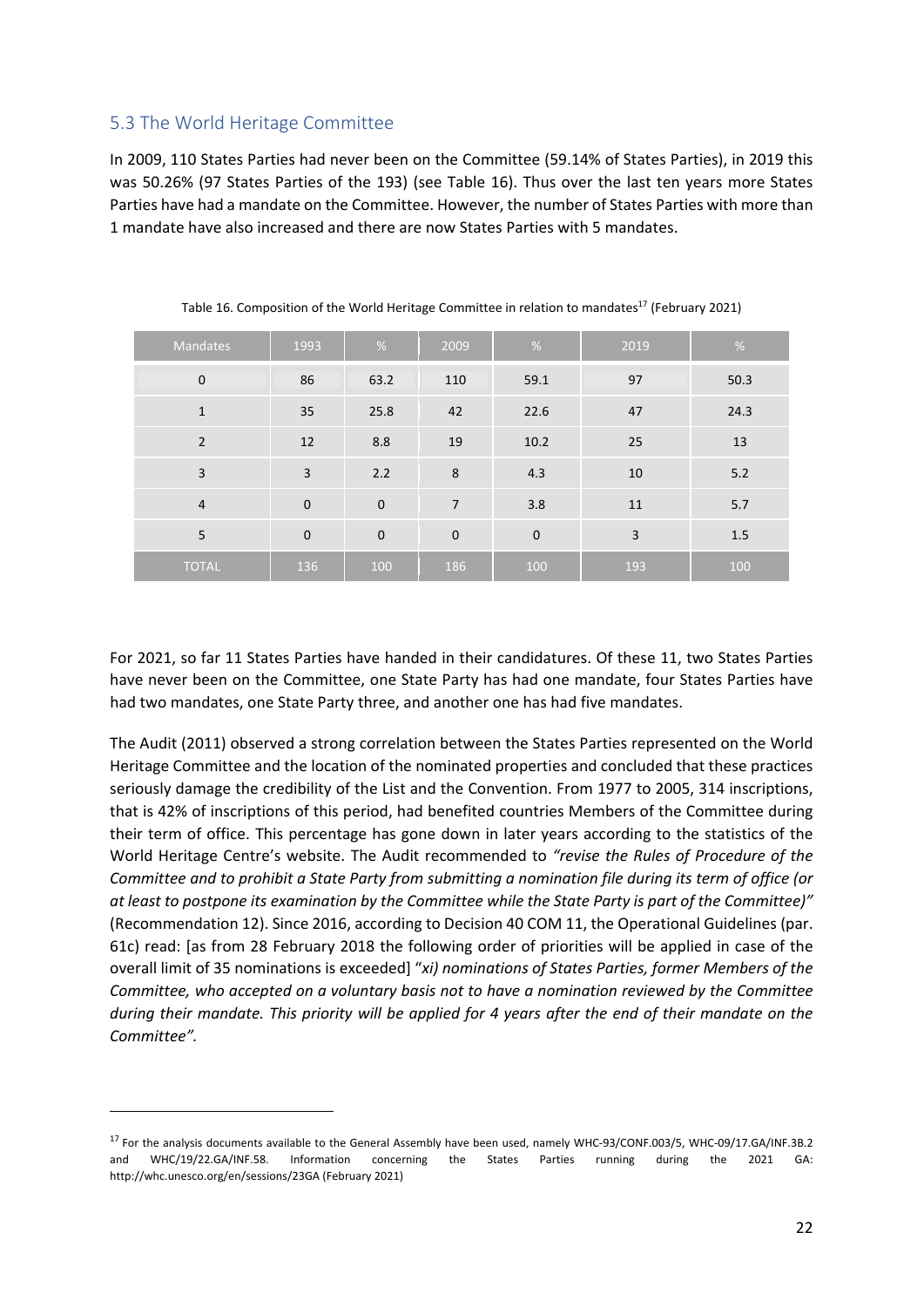## 5.3 The World Heritage Committee

In 2009, 110 States Parties had never been on the Committee (59.14% of States Parties), in 2019 this was 50.26% (97 States Parties of the 193) (see Table 16). Thus over the last ten years more States Parties have had a mandate on the Committee. However, the number of States Parties with more than 1 mandate have also increased and there are now States Parties with 5 mandates.

Table 16. Composition of the World Heritage Committee in relation to mandates[17] (February 2021)

| Mandates | 1993 | % | 2009 | % | 2019 | % |
|---|---|---|---|---|---|---|
| 0 | 86 | 63.2 | 110 | 59.1 | 97 | 50.3 |
| 1 | 35 | 25.8 | 42 | 22.6 | 47 | 24.3 |
| 2 | 12 | 8.8 | 19 | 10.2 | 25 | 13 |
| 3 | 3 | 2.2 | 8 | 4.3 | 10 | 5.2 |
| 4 | 0 | 0 | 7 | 3.8 | 11 | 5.7 |
| 5 | 0 | 0 | 0 | 0 | 3 | 1.5 |
| TOTAL | 136 | 100 | 186 | 100 | 193 | 100 |

For 2021, so far 11 States Parties have handed in their candidatures. Of these 11, two States Parties have never been on the Committee, one State Party has had one mandate, four States Parties have had two mandates, one State Party three, and another one has had five mandates.

The Audit (2011) observed a strong correlation between the States Parties represented on the World Heritage Committee and the location of the nominated properties and concluded that these practices seriously damage the credibility of the List and the Convention. From 1977 to 2005, 314 inscriptions, that is 42% of inscriptions of this period, had benefited countries Members of the Committee during their term of office. This percentage has gone down in later years according to the statistics of the World Heritage Centre's website. The Audit recommended to *"revise the Rules of Procedure of the Committee and to prohibit a State Party from submitting a nomination file during its term of office (or at least to postpone its examination by the Committee while the State Party is part of the Committee)"* (Recommendation 12). Since 2016, according to Decision 40 COM 11, the Operational Guidelines (par. 61c) read: [as from 28 February 2018 the following order of priorities will be applied in case of the overall limit of 35 nominations is exceeded] "*xi) nominations of States Parties, former Members of the Committee, who accepted on a voluntary basis not to have a nomination reviewed by the Committee during their mandate. This priority will be applied for 4 years after the end of their mandate on the Committee".*

---

[17] For the analysis documents available to the General Assembly have been used, namely WHC-93/CONF.003/5, WHC-09/17.GA/INF.3B.2 and WHC/19/22.GA/INF.58. Information concerning the States Parties running during the 2021 GA: http://whc.unesco.org/en/sessions/23GA (February 2021)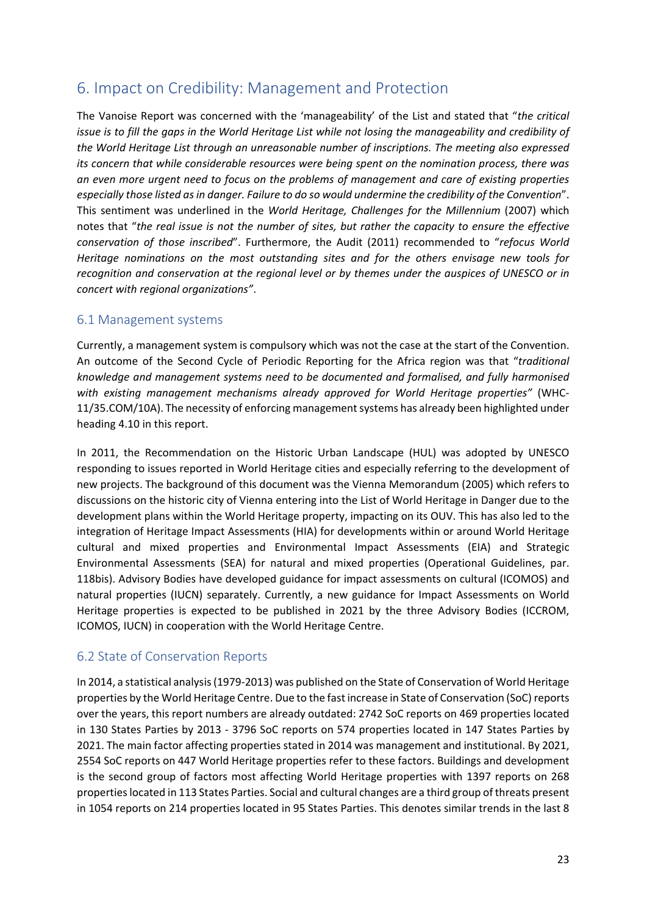## 6. Impact on Credibility: Management and Protection

The Vanoise Report was concerned with the 'manageability' of the List and stated that "*the critical issue is to fill the gaps in the World Heritage List while not losing the manageability and credibility of the World Heritage List through an unreasonable number of inscriptions. The meeting also expressed its concern that while considerable resources were being spent on the nomination process, there was an even more urgent need to focus on the problems of management and care of existing properties especially those listed as in danger. Failure to do so would undermine the credibility of the Convention*". This sentiment was underlined in the *World Heritage, Challenges for the Millennium* (2007) which notes that "*the real issue is not the number of sites, but rather the capacity to ensure the effective conservation of those inscribed*". Furthermore, the Audit (2011) recommended to "*refocus World Heritage nominations on the most outstanding sites and for the others envisage new tools for recognition and conservation at the regional level or by themes under the auspices of UNESCO or in concert with regional organizations"*.

### 6.1 Management systems

Currently, a management system is compulsory which was not the case at the start of the Convention. An outcome of the Second Cycle of Periodic Reporting for the Africa region was that "*traditional knowledge and management systems need to be documented and formalised, and fully harmonised with existing management mechanisms already approved for World Heritage properties"* (WHC-11/35.COM/10A). The necessity of enforcing management systems has already been highlighted under heading 4.10 in this report.

In 2011, the Recommendation on the Historic Urban Landscape (HUL) was adopted by UNESCO responding to issues reported in World Heritage cities and especially referring to the development of new projects. The background of this document was the Vienna Memorandum (2005) which refers to discussions on the historic city of Vienna entering into the List of World Heritage in Danger due to the development plans within the World Heritage property, impacting on its OUV. This has also led to the integration of Heritage Impact Assessments (HIA) for developments within or around World Heritage cultural and mixed properties and Environmental Impact Assessments (EIA) and Strategic Environmental Assessments (SEA) for natural and mixed properties (Operational Guidelines, par. 118bis). Advisory Bodies have developed guidance for impact assessments on cultural (ICOMOS) and natural properties (IUCN) separately. Currently, a new guidance for Impact Assessments on World Heritage properties is expected to be published in 2021 by the three Advisory Bodies (ICCROM, ICOMOS, IUCN) in cooperation with the World Heritage Centre.

### 6.2 State of Conservation Reports

In 2014, a statistical analysis (1979-2013) was published on the State of Conservation of World Heritage properties by the World Heritage Centre. Due to the fast increase in State of Conservation (SoC) reports over the years, this report numbers are already outdated: 2742 SoC reports on 469 properties located in 130 States Parties by 2013 - 3796 SoC reports on 574 properties located in 147 States Parties by 2021. The main factor affecting properties stated in 2014 was management and institutional. By 2021, 2554 SoC reports on 447 World Heritage properties refer to these factors. Buildings and development is the second group of factors most affecting World Heritage properties with 1397 reports on 268 properties located in 113 States Parties. Social and cultural changes are a third group of threats present in 1054 reports on 214 properties located in 95 States Parties. This denotes similar trends in the last 8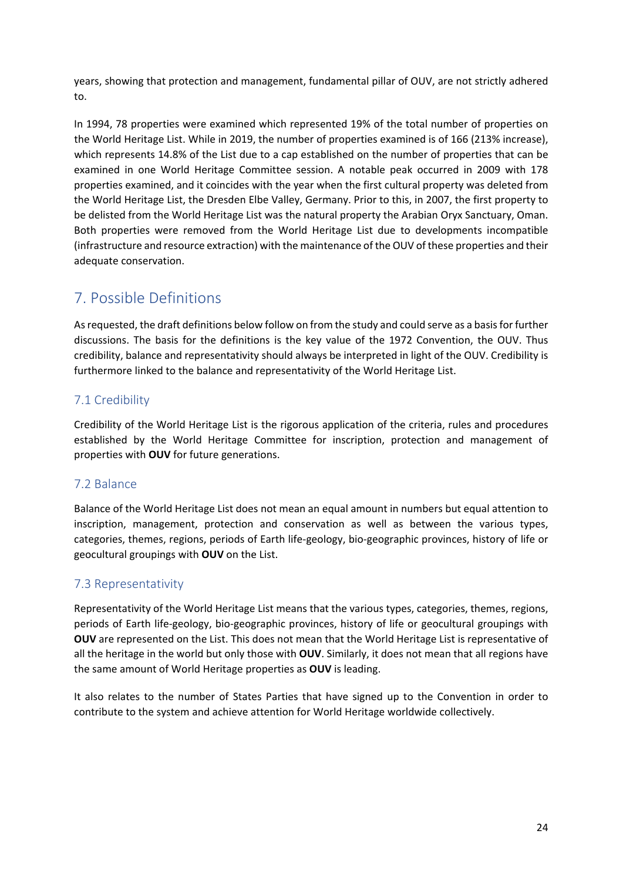years, showing that protection and management, fundamental pillar of OUV, are not strictly adhered to.

In 1994, 78 properties were examined which represented 19% of the total number of properties on the World Heritage List. While in 2019, the number of properties examined is of 166 (213% increase), which represents 14.8% of the List due to a cap established on the number of properties that can be examined in one World Heritage Committee session. A notable peak occurred in 2009 with 178 properties examined, and it coincides with the year when the first cultural property was deleted from the World Heritage List, the Dresden Elbe Valley, Germany. Prior to this, in 2007, the first property to be delisted from the World Heritage List was the natural property the Arabian Oryx Sanctuary, Oman. Both properties were removed from the World Heritage List due to developments incompatible (infrastructure and resource extraction) with the maintenance of the OUV of these properties and their adequate conservation.

## 7. Possible Definitions

As requested, the draft definitions below follow on from the study and could serve as a basis for further discussions. The basis for the definitions is the key value of the 1972 Convention, the OUV. Thus credibility, balance and representativity should always be interpreted in light of the OUV. Credibility is furthermore linked to the balance and representativity of the World Heritage List.

### 7.1 Credibility

Credibility of the World Heritage List is the rigorous application of the criteria, rules and procedures established by the World Heritage Committee for inscription, protection and management of properties with **OUV** for future generations.

### 7.2 Balance

Balance of the World Heritage List does not mean an equal amount in numbers but equal attention to inscription, management, protection and conservation as well as between the various types, categories, themes, regions, periods of Earth life-geology, bio-geographic provinces, history of life or geocultural groupings with **OUV** on the List.

### 7.3 Representativity

Representativity of the World Heritage List means that the various types, categories, themes, regions, periods of Earth life-geology, bio-geographic provinces, history of life or geocultural groupings with **OUV** are represented on the List. This does not mean that the World Heritage List is representative of all the heritage in the world but only those with **OUV**. Similarly, it does not mean that all regions have the same amount of World Heritage properties as **OUV** is leading.

It also relates to the number of States Parties that have signed up to the Convention in order to contribute to the system and achieve attention for World Heritage worldwide collectively.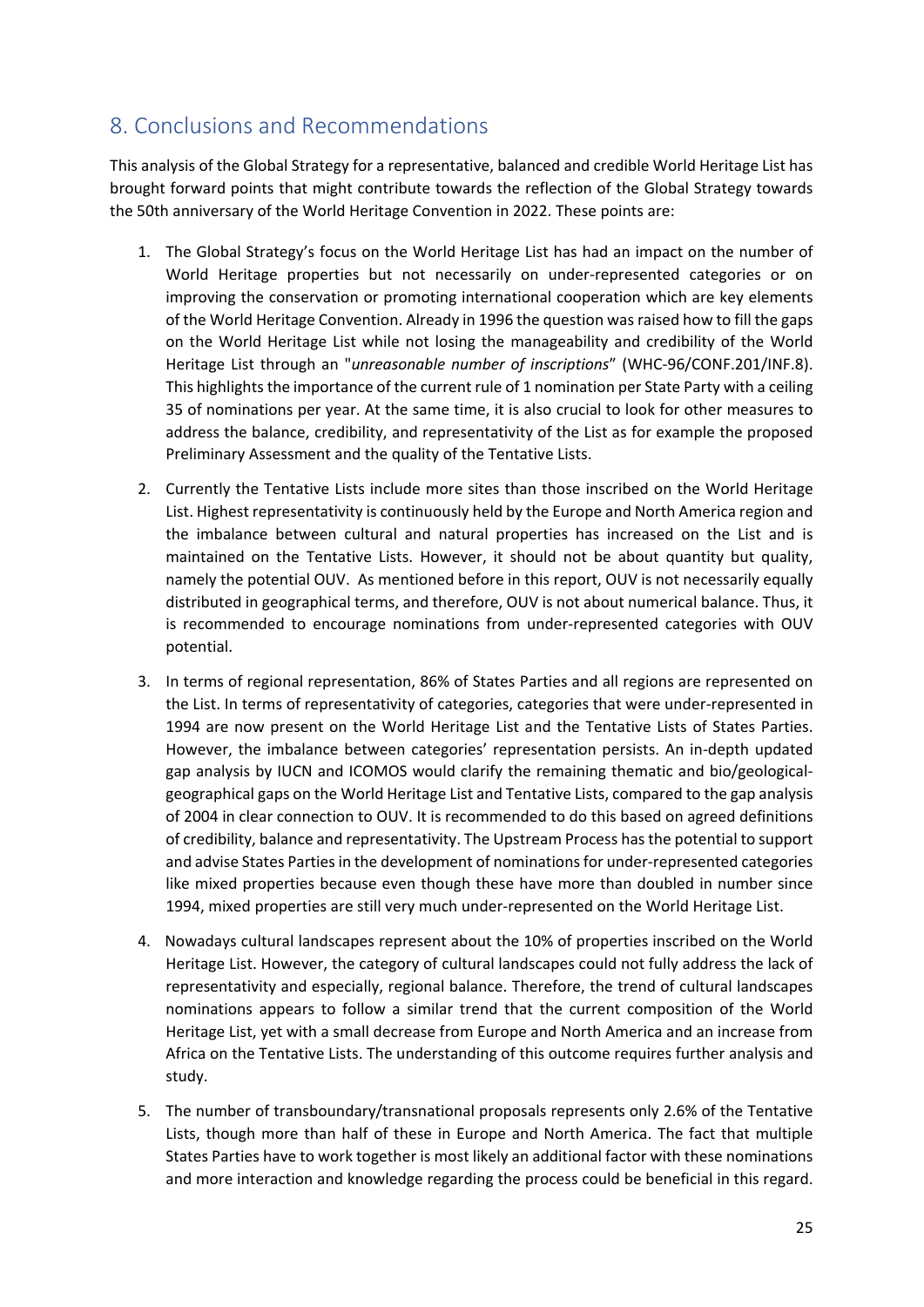## 8. Conclusions and Recommendations

This analysis of the Global Strategy for a representative, balanced and credible World Heritage List has brought forward points that might contribute towards the reflection of the Global Strategy towards the 50th anniversary of the World Heritage Convention in 2022. These points are:

1. The Global Strategy's focus on the World Heritage List has had an impact on the number of World Heritage properties but not necessarily on under-represented categories or on improving the conservation or promoting international cooperation which are key elements of the World Heritage Convention. Already in 1996 the question was raised how to fill the gaps on the World Heritage List while not losing the manageability and credibility of the World Heritage List through an "*unreasonable number of inscriptions*" (WHC-96/CONF.201/INF.8). This highlights the importance of the current rule of 1 nomination per State Party with a ceiling 35 of nominations per year. At the same time, it is also crucial to look for other measures to address the balance, credibility, and representativity of the List as for example the proposed Preliminary Assessment and the quality of the Tentative Lists.

2. Currently the Tentative Lists include more sites than those inscribed on the World Heritage List. Highest representativity is continuously held by the Europe and North America region and the imbalance between cultural and natural properties has increased on the List and is maintained on the Tentative Lists. However, it should not be about quantity but quality, namely the potential OUV. As mentioned before in this report, OUV is not necessarily equally distributed in geographical terms, and therefore, OUV is not about numerical balance. Thus, it is recommended to encourage nominations from under-represented categories with OUV potential.

3. In terms of regional representation, 86% of States Parties and all regions are represented on the List. In terms of representativity of categories, categories that were under-represented in 1994 are now present on the World Heritage List and the Tentative Lists of States Parties. However, the imbalance between categories' representation persists. An in-depth updated gap analysis by IUCN and ICOMOS would clarify the remaining thematic and bio/geological-geographical gaps on the World Heritage List and Tentative Lists, compared to the gap analysis of 2004 in clear connection to OUV. It is recommended to do this based on agreed definitions of credibility, balance and representativity. The Upstream Process has the potential to support and advise States Parties in the development of nominations for under-represented categories like mixed properties because even though these have more than doubled in number since 1994, mixed properties are still very much under-represented on the World Heritage List.

4. Nowadays cultural landscapes represent about the 10% of properties inscribed on the World Heritage List. However, the category of cultural landscapes could not fully address the lack of representativity and especially, regional balance. Therefore, the trend of cultural landscapes nominations appears to follow a similar trend that the current composition of the World Heritage List, yet with a small decrease from Europe and North America and an increase from Africa on the Tentative Lists. The understanding of this outcome requires further analysis and study.

5. The number of transboundary/transnational proposals represents only 2.6% of the Tentative Lists, though more than half of these in Europe and North America. The fact that multiple States Parties have to work together is most likely an additional factor with these nominations and more interaction and knowledge regarding the process could be beneficial in this regard.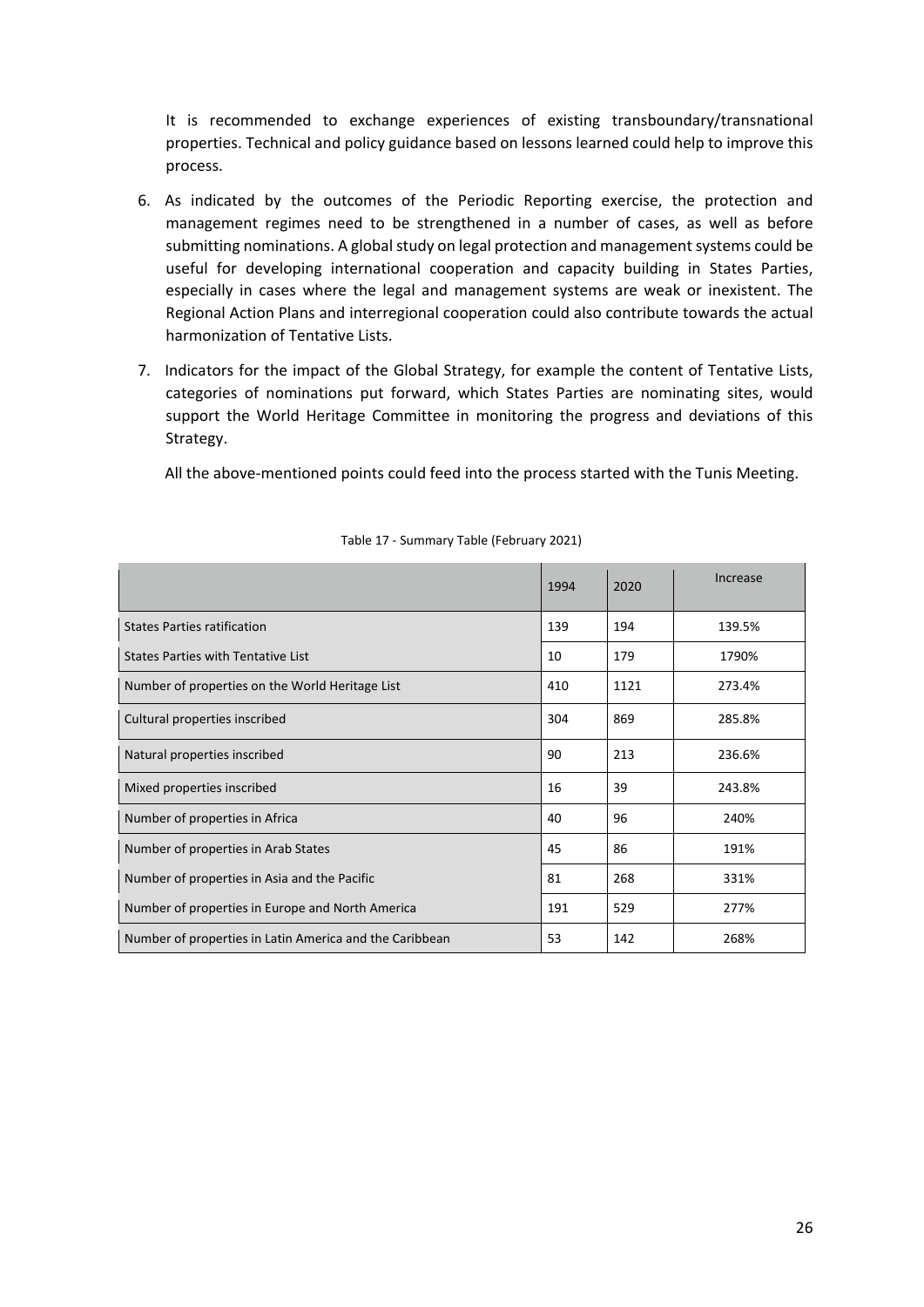It is recommended to exchange experiences of existing transboundary/transnational properties. Technical and policy guidance based on lessons learned could help to improve this process.

6. As indicated by the outcomes of the Periodic Reporting exercise, the protection and management regimes need to be strengthened in a number of cases, as well as before submitting nominations. A global study on legal protection and management systems could be useful for developing international cooperation and capacity building in States Parties, especially in cases where the legal and management systems are weak or inexistent. The Regional Action Plans and interregional cooperation could also contribute towards the actual harmonization of Tentative Lists.

7. Indicators for the impact of the Global Strategy, for example the content of Tentative Lists, categories of nominations put forward, which States Parties are nominating sites, would support the World Heritage Committee in monitoring the progress and deviations of this Strategy.

All the above-mentioned points could feed into the process started with the Tunis Meeting.

Table 17 - Summary Table (February 2021)

| | 1994 | 2020 | Increase |
|---|---|---|---|
| States Parties ratification | 139 | 194 | 139.5% |
| States Parties with Tentative List | 10 | 179 | 1790% |
| Number of properties on the World Heritage List | 410 | 1121 | 273.4% |
| Cultural properties inscribed | 304 | 869 | 285.8% |
| Natural properties inscribed | 90 | 213 | 236.6% |
| Mixed properties inscribed | 16 | 39 | 243.8% |
| Number of properties in Africa | 40 | 96 | 240% |
| Number of properties in Arab States | 45 | 86 | 191% |
| Number of properties in Asia and the Pacific | 81 | 268 | 331% |
| Number of properties in Europe and North America | 191 | 529 | 277% |
| Number of properties in Latin America and the Caribbean | 53 | 142 | 268% |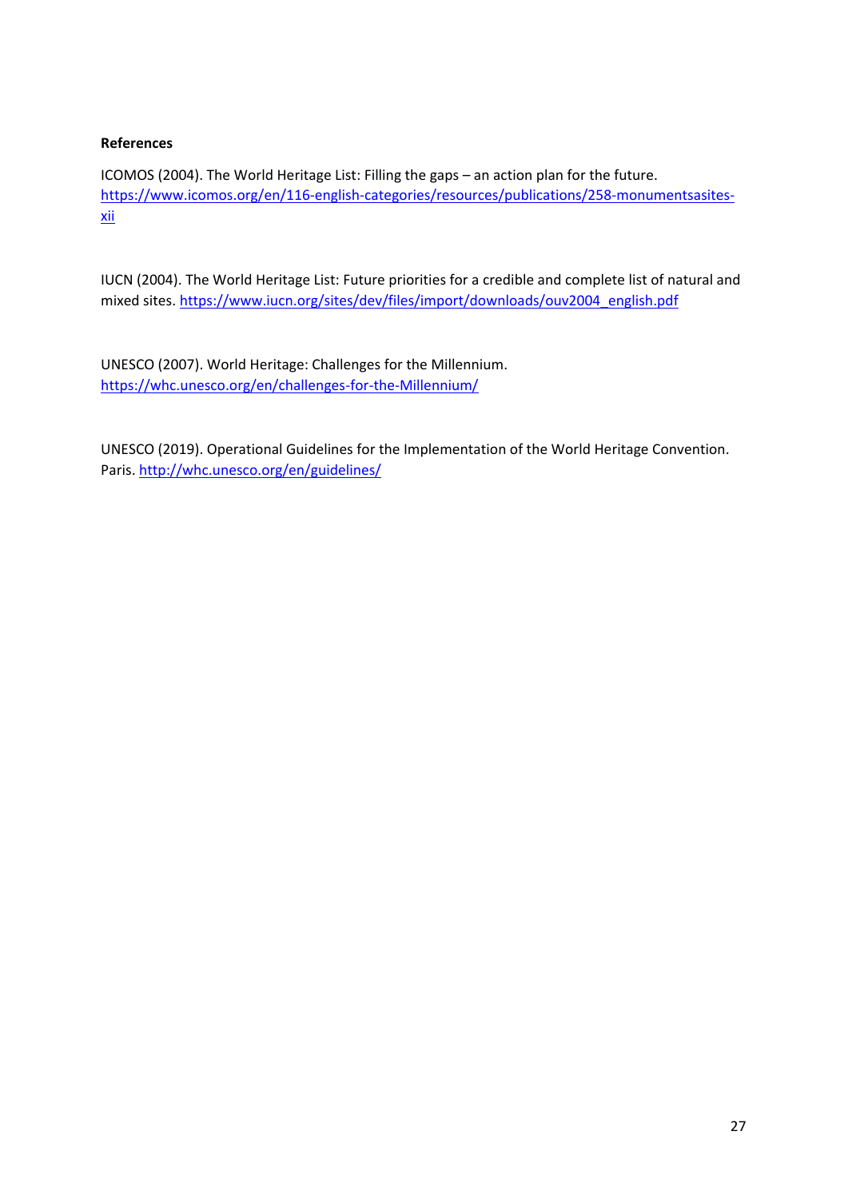**References**

ICOMOS (2004). The World Heritage List: Filling the gaps – an action plan for the future. https://www.icomos.org/en/116-english-categories/resources/publications/258-monumentsasites-xii

IUCN (2004). The World Heritage List: Future priorities for a credible and complete list of natural and mixed sites. https://www.iucn.org/sites/dev/files/import/downloads/ouv2004_english.pdf

UNESCO (2007). World Heritage: Challenges for the Millennium. https://whc.unesco.org/en/challenges-for-the-Millennium/

UNESCO (2019). Operational Guidelines for the Implementation of the World Heritage Convention. Paris. http://whc.unesco.org/en/guidelines/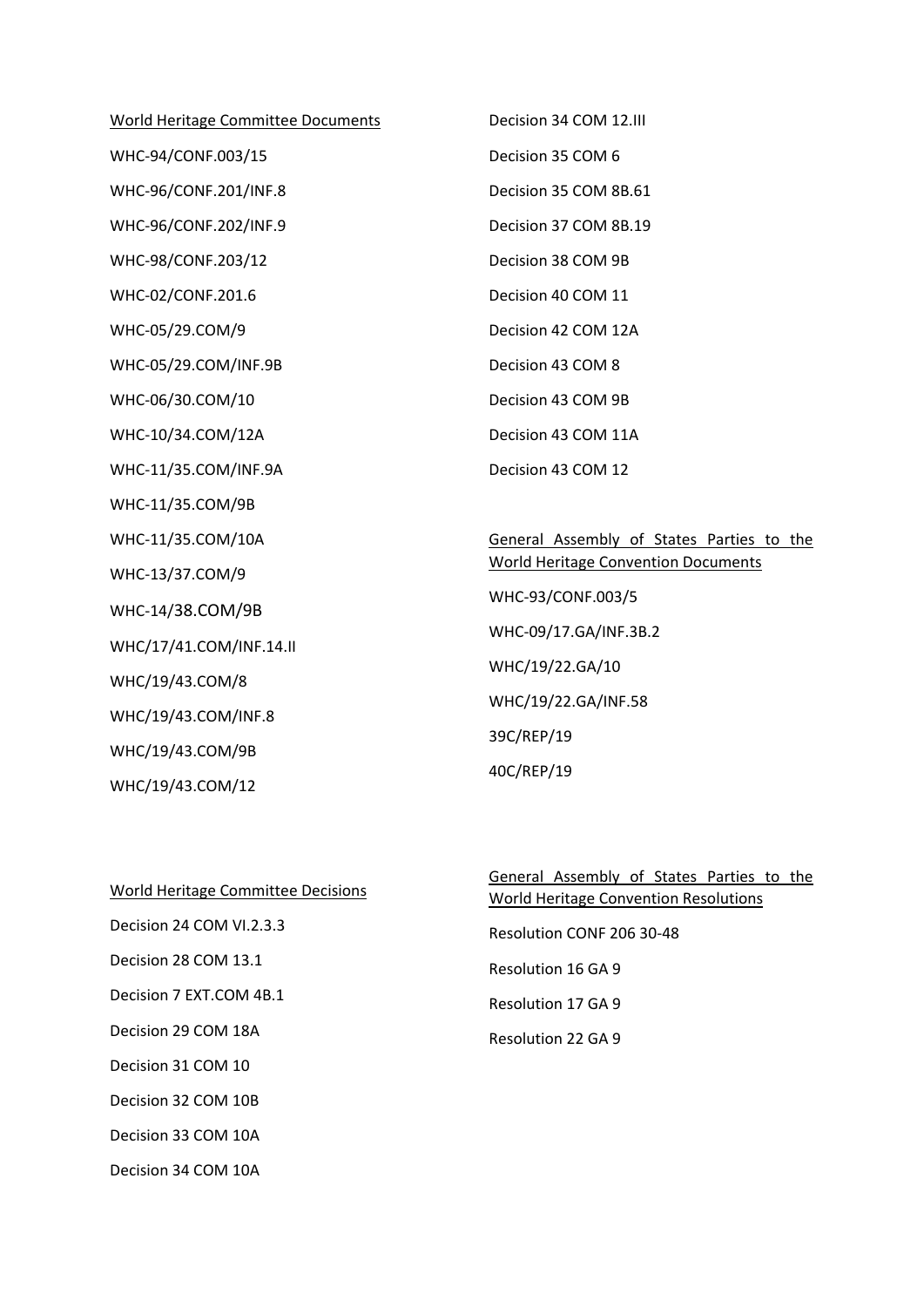World Heritage Committee Documents

WHC-94/CONF.003/15

WHC-96/CONF.201/INF.8

WHC-96/CONF.202/INF.9

WHC-98/CONF.203/12

WHC-02/CONF.201.6

WHC-05/29.COM/9

WHC-05/29.COM/INF.9B

WHC-06/30.COM/10

WHC-10/34.COM/12A

WHC-11/35.COM/INF.9A

WHC-11/35.COM/9B

WHC-11/35.COM/10A

WHC-13/37.COM/9

WHC-14/38.COM/9B

WHC/17/41.COM/INF.14.II

WHC/19/43.COM/8

WHC/19/43.COM/INF.8

WHC/19/43.COM/9B

WHC/19/43.COM/12

World Heritage Committee Decisions

Decision 24 COM VI.2.3.3

Decision 28 COM 13.1

Decision 7 EXT.COM 4B.1

Decision 29 COM 18A

Decision 31 COM 10

Decision 32 COM 10B

Decision 33 COM 10A

Decision 34 COM 10A

Decision 34 COM 12.III

Decision 35 COM 6

Decision 35 COM 8B.61

Decision 37 COM 8B.19

Decision 38 COM 9B

Decision 40 COM 11

Decision 42 COM 12A

Decision 43 COM 8

Decision 43 COM 9B

Decision 43 COM 11A

Decision 43 COM 12

General Assembly of States Parties to the World Heritage Convention Documents

WHC-93/CONF.003/5

WHC-09/17.GA/INF.3B.2

WHC/19/22.GA/10

WHC/19/22.GA/INF.58

39C/REP/19

40C/REP/19

General Assembly of States Parties to the World Heritage Convention Resolutions

Resolution CONF 206 30-48

Resolution 16 GA 9

Resolution 17 GA 9

Resolution 22 GA 9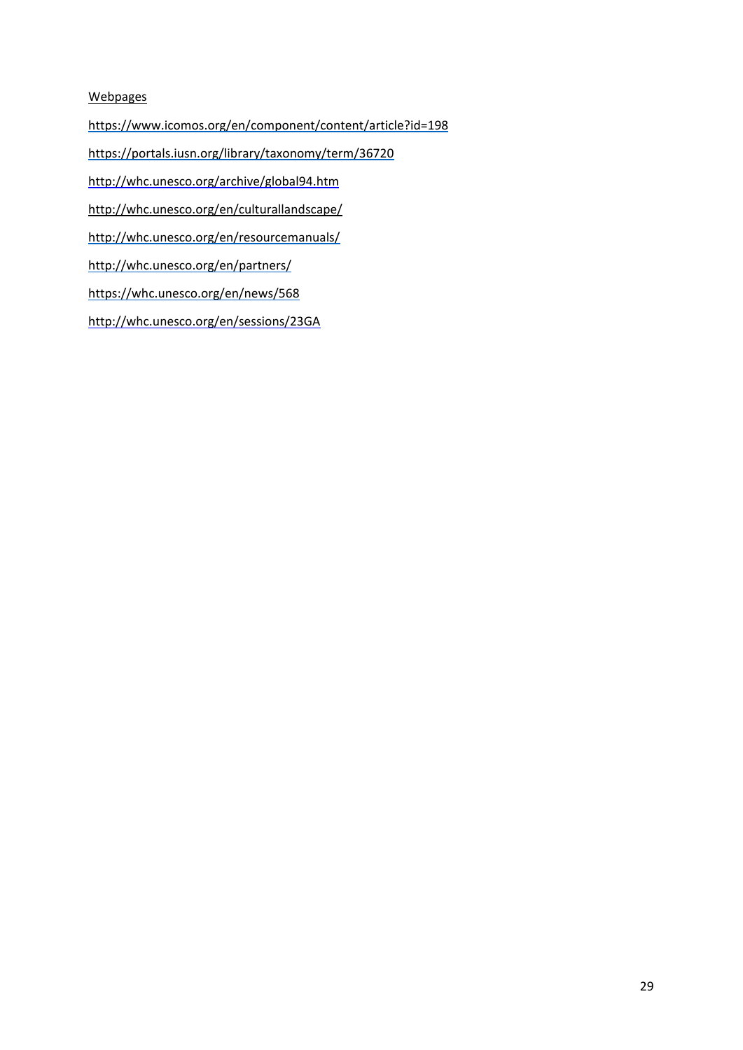Webpages

https://www.icomos.org/en/component/content/article?id=198

https://portals.iusn.org/library/taxonomy/term/36720

http://whc.unesco.org/archive/global94.htm

http://whc.unesco.org/en/culturallandscape/

http://whc.unesco.org/en/resourcemanuals/

http://whc.unesco.org/en/partners/

https://whc.unesco.org/en/news/568

http://whc.unesco.org/en/sessions/23GA